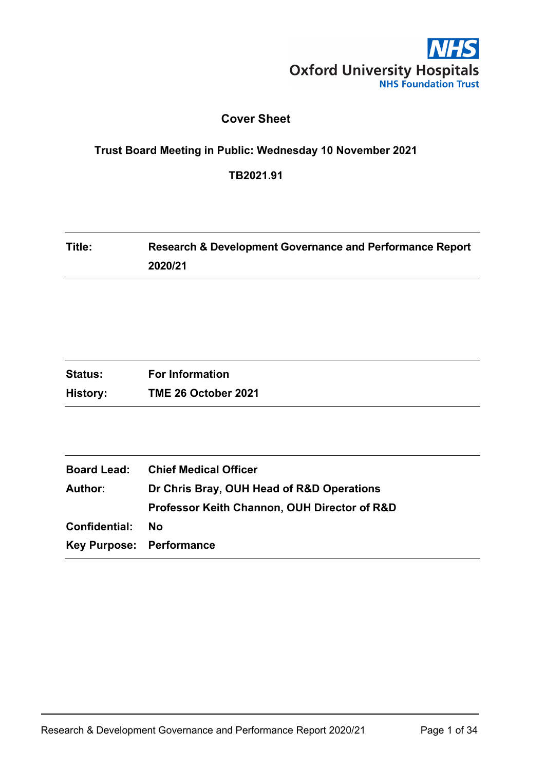Oxford University Hospitals
NHS Foundation Trust

# Cover Sheet

**Trust Board Meeting in Public: Wednesday 10 November 2021**

**TB2021.91**

| | |
|---|---|
| **Title:** | **Research & Development Governance and Performance Report 2020/21** |

| | |
|---|---|
| **Status:** | **For Information** |
| **History:** | **TME 26 October 2021** |

| | |
|---|---|
| **Board Lead:** | **Chief Medical Officer** |
| **Author:** | **Dr Chris Bray, OUH Head of R&D Operations** |
| | **Professor Keith Channon, OUH Director of R&D** |
| **Confidential:** | **No** |
| **Key Purpose:** | **Performance** |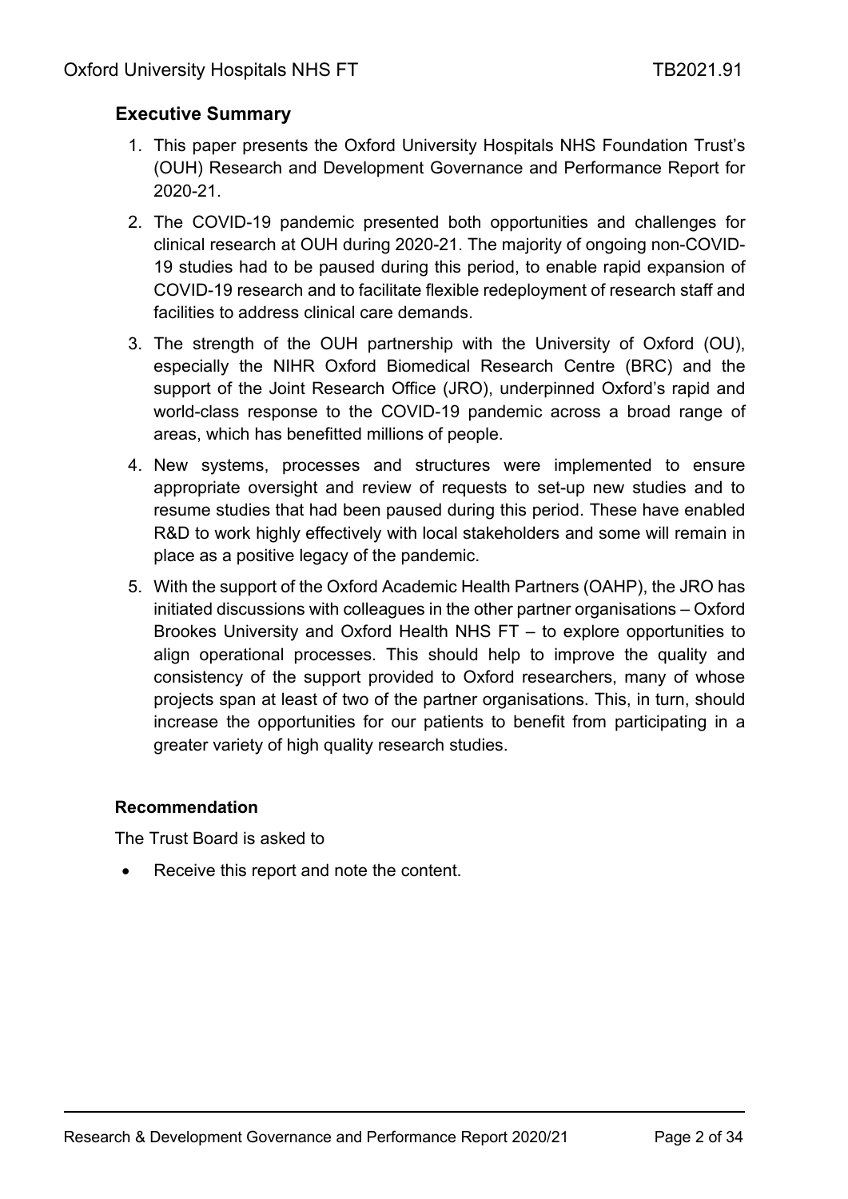## Executive Summary

1. This paper presents the Oxford University Hospitals NHS Foundation Trust's (OUH) Research and Development Governance and Performance Report for 2020-21.
2. The COVID-19 pandemic presented both opportunities and challenges for clinical research at OUH during 2020-21. The majority of ongoing non-COVID-19 studies had to be paused during this period, to enable rapid expansion of COVID-19 research and to facilitate flexible redeployment of research staff and facilities to address clinical care demands.
3. The strength of the OUH partnership with the University of Oxford (OU), especially the NIHR Oxford Biomedical Research Centre (BRC) and the support of the Joint Research Office (JRO), underpinned Oxford's rapid and world-class response to the COVID-19 pandemic across a broad range of areas, which has benefitted millions of people.
4. New systems, processes and structures were implemented to ensure appropriate oversight and review of requests to set-up new studies and to resume studies that had been paused during this period. These have enabled R&D to work highly effectively with local stakeholders and some will remain in place as a positive legacy of the pandemic.
5. With the support of the Oxford Academic Health Partners (OAHP), the JRO has initiated discussions with colleagues in the other partner organisations – Oxford Brookes University and Oxford Health NHS FT – to explore opportunities to align operational processes. This should help to improve the quality and consistency of the support provided to Oxford researchers, many of whose projects span at least of two of the partner organisations. This, in turn, should increase the opportunities for our patients to benefit from participating in a greater variety of high quality research studies.

### Recommendation

The Trust Board is asked to

- Receive this report and note the content.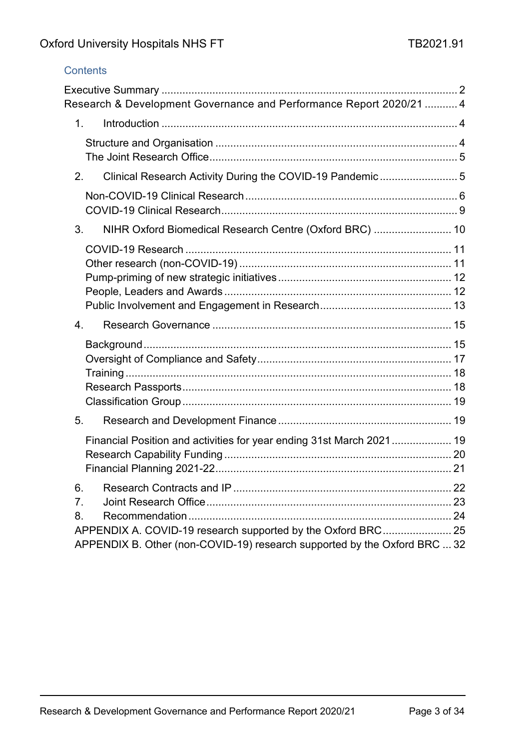## Contents

Executive Summary ..................................................................................................... 2
Research & Development Governance and Performance Report 2020/21 ........... 4

1. Introduction ...................................................................................................... 4
   - Structure and Organisation ................................................................................ 4
   - The Joint Research Office .................................................................................. 5
2. Clinical Research Activity During the COVID-19 Pandemic .......................... 5
   - Non-COVID-19 Clinical Research ...................................................................... 6
   - COVID-19 Clinical Research .............................................................................. 9
3. NIHR Oxford Biomedical Research Centre (Oxford BRC) .......................... 10
   - COVID-19 Research ......................................................................................... 11
   - Other research (non-COVID-19) ....................................................................... 11
   - Pump-priming of new strategic initiatives .......................................................... 12
   - People, Leaders and Awards ............................................................................ 12
   - Public Involvement and Engagement in Research ............................................ 13
4. Research Governance ................................................................................... 15
   - Background ...................................................................................................... 15
   - Oversight of Compliance and Safety ................................................................. 17
   - Training ............................................................................................................ 18
   - Research Passports .......................................................................................... 18
   - Classification Group .......................................................................................... 19
5. Research and Development Finance ........................................................... 19
   - Financial Position and activities for year ending 31st March 2021 .................... 19
   - Research Capability Funding ............................................................................ 20
   - Financial Planning 2021-22 ............................................................................... 21
6. Research Contracts and IP ........................................................................... 22
7. Joint Research Office .................................................................................... 23
8. Recommendation ........................................................................................... 24

APPENDIX A. COVID-19 research supported by the Oxford BRC ....................... 25
APPENDIX B. Other (non-COVID-19) research supported by the Oxford BRC ... 32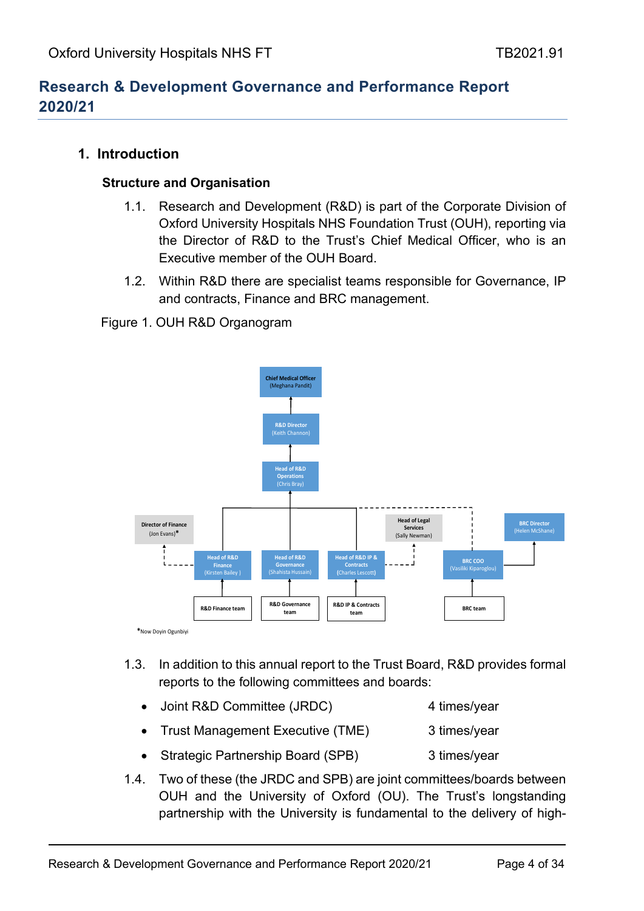## Research & Development Governance and Performance Report 2020/21

### 1. Introduction

#### Structure and Organisation

1.1. Research and Development (R&D) is part of the Corporate Division of Oxford University Hospitals NHS Foundation Trust (OUH), reporting via the Director of R&D to the Trust's Chief Medical Officer, who is an Executive member of the OUH Board.

1.2. Within R&D there are specialist teams responsible for Governance, IP and contracts, Finance and BRC management.

Figure 1. OUH R&D Organogram

Chief Medical Officer (Meghana Pandit)
R&D Director (Keith Channon)
Head of R&D Operations (Chris Bray)
Director of Finance (Jon Evans)*
Head of R&D Finance (Kirsten Bailey)
Head of R&D Governance (Shahista Hussain)
Head of R&D IP & Contracts (Charles Lescott)
Head of Legal Services (Sally Newman)
BRC Director (Helen McShane)
BRC COO (Vasiliki Kiparoglou)
R&D Finance team
R&D Governance team
R&D IP & Contracts team
BRC team

*Now Doyin Ogunbiyi

1.3. In addition to this annual report to the Trust Board, R&D provides formal reports to the following committees and boards:

- Joint R&D Committee (JRDC) 4 times/year
- Trust Management Executive (TME) 3 times/year
- Strategic Partnership Board (SPB) 3 times/year

1.4. Two of these (the JRDC and SPB) are joint committees/boards between OUH and the University of Oxford (OU). The Trust's longstanding partnership with the University is fundamental to the delivery of high-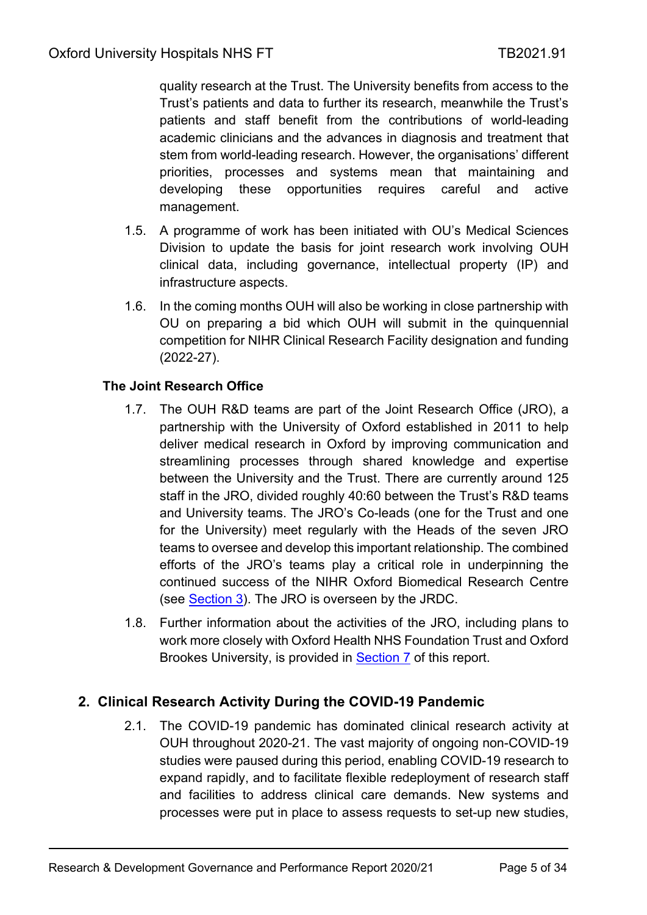quality research at the Trust. The University benefits from access to the Trust's patients and data to further its research, meanwhile the Trust's patients and staff benefit from the contributions of world-leading academic clinicians and the advances in diagnosis and treatment that stem from world-leading research. However, the organisations' different priorities, processes and systems mean that maintaining and developing these opportunities requires careful and active management.

1.5. A programme of work has been initiated with OU's Medical Sciences Division to update the basis for joint research work involving OUH clinical data, including governance, intellectual property (IP) and infrastructure aspects.

1.6. In the coming months OUH will also be working in close partnership with OU on preparing a bid which OUH will submit in the quinquennial competition for NIHR Clinical Research Facility designation and funding (2022-27).

**The Joint Research Office**

1.7. The OUH R&D teams are part of the Joint Research Office (JRO), a partnership with the University of Oxford established in 2011 to help deliver medical research in Oxford by improving communication and streamlining processes through shared knowledge and expertise between the University and the Trust. There are currently around 125 staff in the JRO, divided roughly 40:60 between the Trust's R&D teams and University teams. The JRO's Co-leads (one for the Trust and one for the University) meet regularly with the Heads of the seven JRO teams to oversee and develop this important relationship. The combined efforts of the JRO's teams play a critical role in underpinning the continued success of the NIHR Oxford Biomedical Research Centre (see Section 3). The JRO is overseen by the JRDC.

1.8. Further information about the activities of the JRO, including plans to work more closely with Oxford Health NHS Foundation Trust and Oxford Brookes University, is provided in Section 7 of this report.

## 2. Clinical Research Activity During the COVID-19 Pandemic

2.1. The COVID-19 pandemic has dominated clinical research activity at OUH throughout 2020-21. The vast majority of ongoing non-COVID-19 studies were paused during this period, enabling COVID-19 research to expand rapidly, and to facilitate flexible redeployment of research staff and facilities to address clinical care demands. New systems and processes were put in place to assess requests to set-up new studies,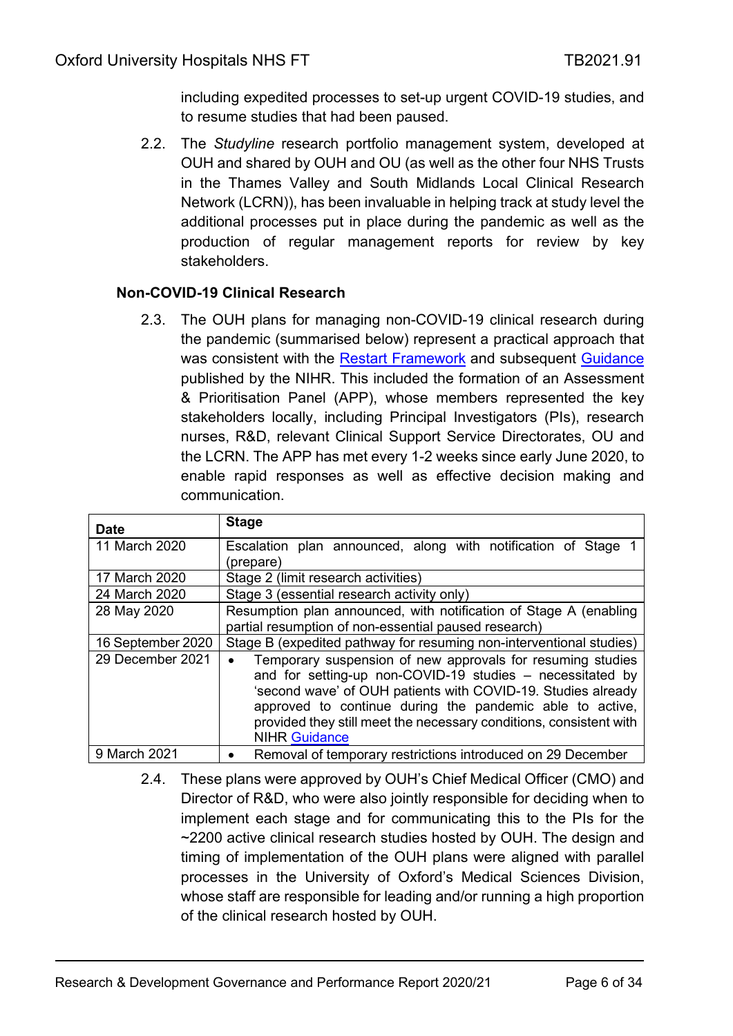including expedited processes to set-up urgent COVID-19 studies, and to resume studies that had been paused.

2.2. The *Studyline* research portfolio management system, developed at OUH and shared by OUH and OU (as well as the other four NHS Trusts in the Thames Valley and South Midlands Local Clinical Research Network (LCRN)), has been invaluable in helping track at study level the additional processes put in place during the pandemic as well as the production of regular management reports for review by key stakeholders.

**Non-COVID-19 Clinical Research**

2.3. The OUH plans for managing non-COVID-19 clinical research during the pandemic (summarised below) represent a practical approach that was consistent with the Restart Framework and subsequent Guidance published by the NIHR. This included the formation of an Assessment & Prioritisation Panel (APP), whose members represented the key stakeholders locally, including Principal Investigators (PIs), research nurses, R&D, relevant Clinical Support Service Directorates, OU and the LCRN. The APP has met every 1-2 weeks since early June 2020, to enable rapid responses as well as effective decision making and communication.

| Date | Stage |
|---|---|
| 11 March 2020 | Escalation plan announced, along with notification of Stage 1 (prepare) |
| 17 March 2020 | Stage 2 (limit research activities) |
| 24 March 2020 | Stage 3 (essential research activity only) |
| 28 May 2020 | Resumption plan announced, with notification of Stage A (enabling partial resumption of non-essential paused research) |
| 16 September 2020 | Stage B (expedited pathway for resuming non-interventional studies) |
| 29 December 2021 | • Temporary suspension of new approvals for resuming studies and for setting-up non-COVID-19 studies – necessitated by 'second wave' of OUH patients with COVID-19. Studies already approved to continue during the pandemic able to active, provided they still meet the necessary conditions, consistent with NIHR Guidance |
| 9 March 2021 | • Removal of temporary restrictions introduced on 29 December |

2.4. These plans were approved by OUH's Chief Medical Officer (CMO) and Director of R&D, who were also jointly responsible for deciding when to implement each stage and for communicating this to the PIs for the ~2200 active clinical research studies hosted by OUH. The design and timing of implementation of the OUH plans were aligned with parallel processes in the University of Oxford's Medical Sciences Division, whose staff are responsible for leading and/or running a high proportion of the clinical research hosted by OUH.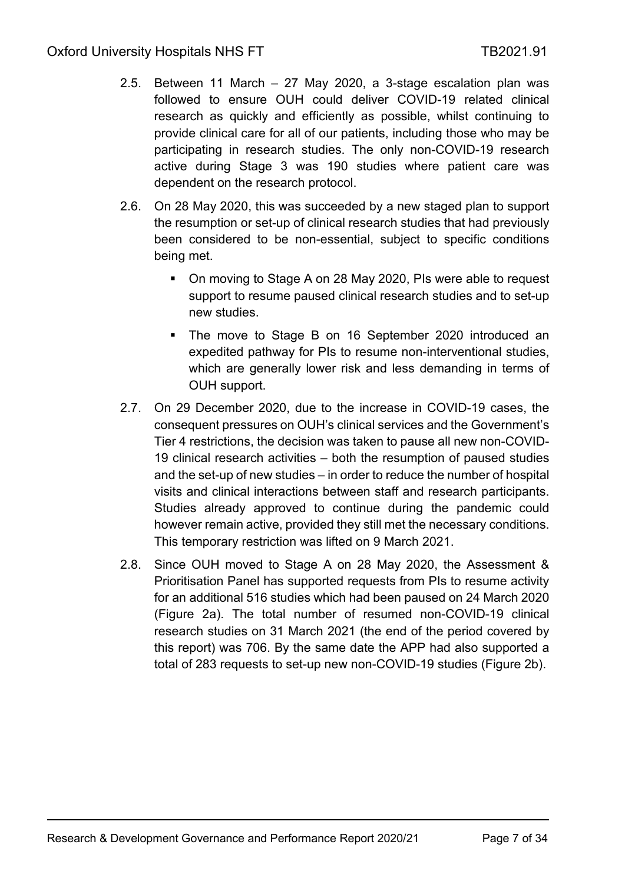2.5. Between 11 March – 27 May 2020, a 3-stage escalation plan was followed to ensure OUH could deliver COVID-19 related clinical research as quickly and efficiently as possible, whilst continuing to provide clinical care for all of our patients, including those who may be participating in research studies. The only non-COVID-19 research active during Stage 3 was 190 studies where patient care was dependent on the research protocol.

2.6. On 28 May 2020, this was succeeded by a new staged plan to support the resumption or set-up of clinical research studies that had previously been considered to be non-essential, subject to specific conditions being met.

- On moving to Stage A on 28 May 2020, PIs were able to request support to resume paused clinical research studies and to set-up new studies.
- The move to Stage B on 16 September 2020 introduced an expedited pathway for PIs to resume non-interventional studies, which are generally lower risk and less demanding in terms of OUH support.

2.7. On 29 December 2020, due to the increase in COVID-19 cases, the consequent pressures on OUH's clinical services and the Government's Tier 4 restrictions, the decision was taken to pause all new non-COVID-19 clinical research activities – both the resumption of paused studies and the set-up of new studies – in order to reduce the number of hospital visits and clinical interactions between staff and research participants. Studies already approved to continue during the pandemic could however remain active, provided they still met the necessary conditions. This temporary restriction was lifted on 9 March 2021.

2.8. Since OUH moved to Stage A on 28 May 2020, the Assessment & Prioritisation Panel has supported requests from PIs to resume activity for an additional 516 studies which had been paused on 24 March 2020 (Figure 2a). The total number of resumed non-COVID-19 clinical research studies on 31 March 2021 (the end of the period covered by this report) was 706. By the same date the APP had also supported a total of 283 requests to set-up new non-COVID-19 studies (Figure 2b).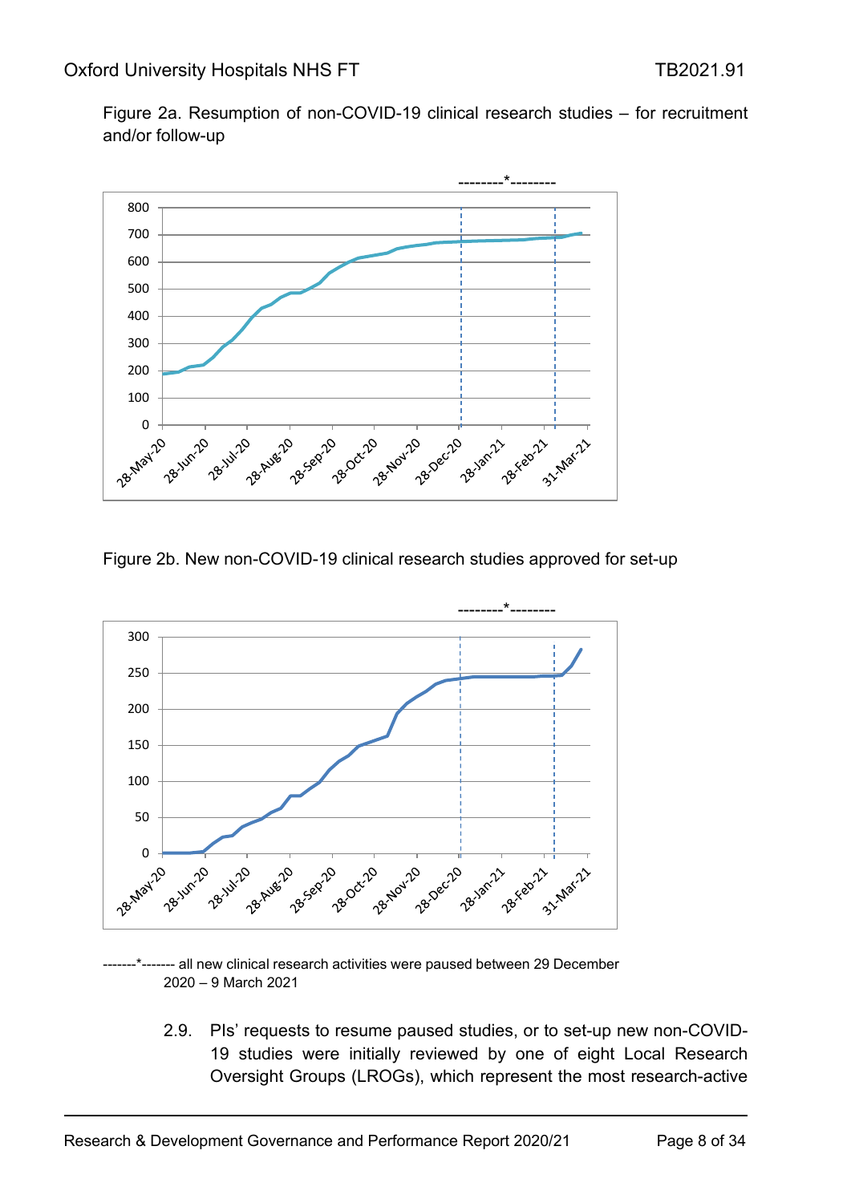Figure 2a. Resumption of non-COVID-19 clinical research studies – for recruitment and/or follow-up

Figure 2b. New non-COVID-19 clinical research studies approved for set-up

-------*------- all new clinical research activities were paused between 29 December 2020 – 9 March 2021

2.9. PIs' requests to resume paused studies, or to set-up new non-COVID-19 studies were initially reviewed by one of eight Local Research Oversight Groups (LROGs), which represent the most research-active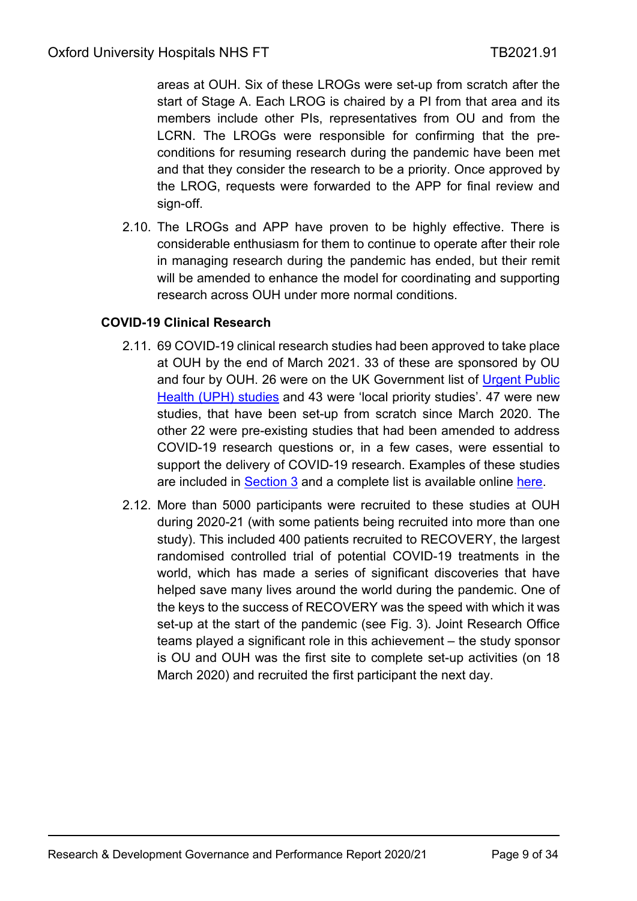areas at OUH. Six of these LROGs were set-up from scratch after the start of Stage A. Each LROG is chaired by a PI from that area and its members include other PIs, representatives from OU and from the LCRN. The LROGs were responsible for confirming that the pre-conditions for resuming research during the pandemic have been met and that they consider the research to be a priority. Once approved by the LROG, requests were forwarded to the APP for final review and sign-off.

2.10. The LROGs and APP have proven to be highly effective. There is considerable enthusiasm for them to continue to operate after their role in managing research during the pandemic has ended, but their remit will be amended to enhance the model for coordinating and supporting research across OUH under more normal conditions.

**COVID-19 Clinical Research**

2.11. 69 COVID-19 clinical research studies had been approved to take place at OUH by the end of March 2021. 33 of these are sponsored by OU and four by OUH. 26 were on the UK Government list of Urgent Public Health (UPH) studies and 43 were 'local priority studies'. 47 were new studies, that have been set-up from scratch since March 2020. The other 22 were pre-existing studies that had been amended to address COVID-19 research questions or, in a few cases, were essential to support the delivery of COVID-19 research. Examples of these studies are included in Section 3 and a complete list is available online here.

2.12. More than 5000 participants were recruited to these studies at OUH during 2020-21 (with some patients being recruited into more than one study). This included 400 patients recruited to RECOVERY, the largest randomised controlled trial of potential COVID-19 treatments in the world, which has made a series of significant discoveries that have helped save many lives around the world during the pandemic. One of the keys to the success of RECOVERY was the speed with which it was set-up at the start of the pandemic (see Fig. 3). Joint Research Office teams played a significant role in this achievement – the study sponsor is OU and OUH was the first site to complete set-up activities (on 18 March 2020) and recruited the first participant the next day.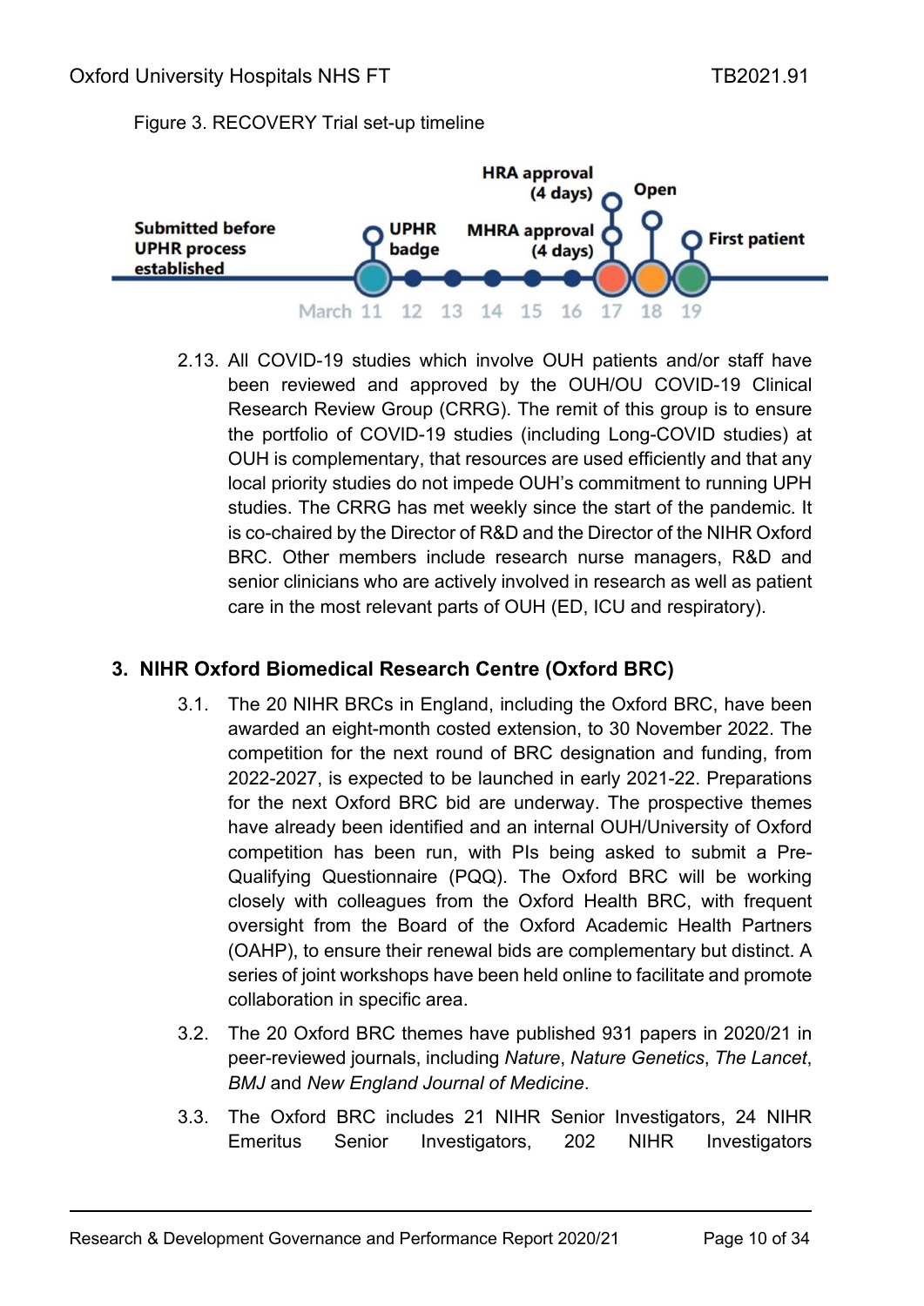Figure 3. RECOVERY Trial set-up timeline

Submitted before UPHR process established — March 11: UPHR badge — 12 — 13 — 14 — 15 — 16 — 17: MHRA approval (4 days), HRA approval (4 days) — 18: Open — 19: First patient

2.13. All COVID-19 studies which involve OUH patients and/or staff have been reviewed and approved by the OUH/OU COVID-19 Clinical Research Review Group (CRRG). The remit of this group is to ensure the portfolio of COVID-19 studies (including Long-COVID studies) at OUH is complementary, that resources are used efficiently and that any local priority studies do not impede OUH's commitment to running UPH studies. The CRRG has met weekly since the start of the pandemic. It is co-chaired by the Director of R&D and the Director of the NIHR Oxford BRC. Other members include research nurse managers, R&D and senior clinicians who are actively involved in research as well as patient care in the most relevant parts of OUH (ED, ICU and respiratory).

## 3. NIHR Oxford Biomedical Research Centre (Oxford BRC)

3.1. The 20 NIHR BRCs in England, including the Oxford BRC, have been awarded an eight-month costed extension, to 30 November 2022. The competition for the next round of BRC designation and funding, from 2022-2027, is expected to be launched in early 2021-22. Preparations for the next Oxford BRC bid are underway. The prospective themes have already been identified and an internal OUH/University of Oxford competition has been run, with PIs being asked to submit a Pre-Qualifying Questionnaire (PQQ). The Oxford BRC will be working closely with colleagues from the Oxford Health BRC, with frequent oversight from the Board of the Oxford Academic Health Partners (OAHP), to ensure their renewal bids are complementary but distinct. A series of joint workshops have been held online to facilitate and promote collaboration in specific area.

3.2. The 20 Oxford BRC themes have published 931 papers in 2020/21 in peer-reviewed journals, including *Nature*, *Nature Genetics*, *The Lancet*, *BMJ* and *New England Journal of Medicine*.

3.3. The Oxford BRC includes 21 NIHR Senior Investigators, 24 NIHR Emeritus Senior Investigators, 202 NIHR Investigators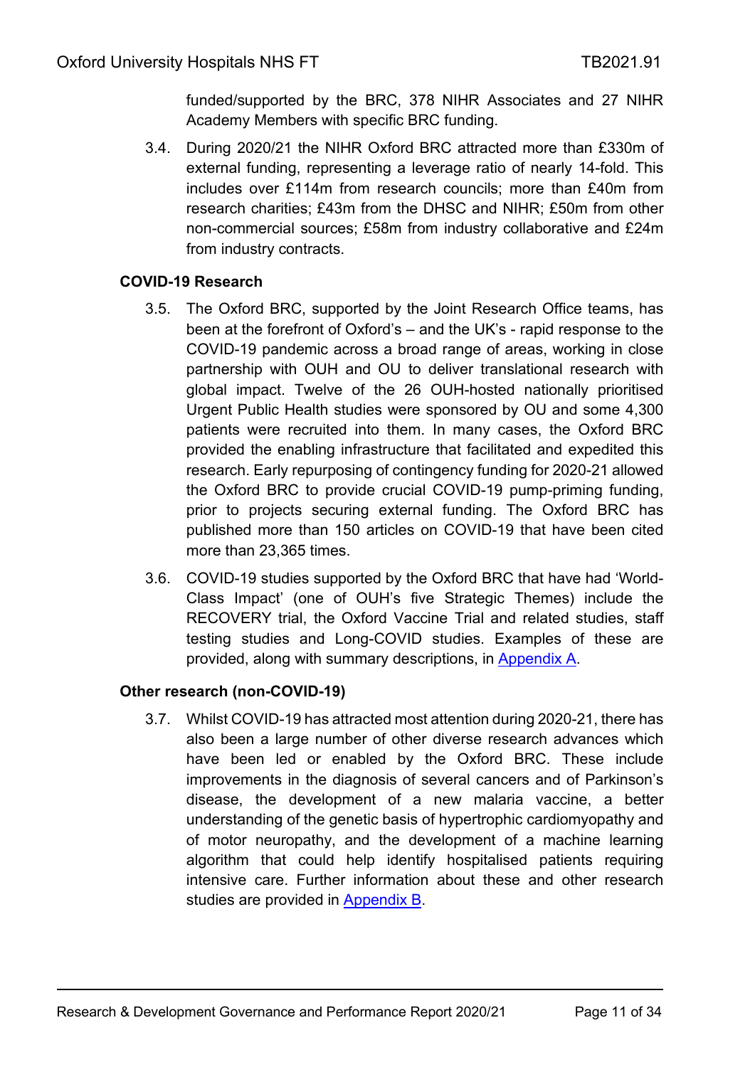funded/supported by the BRC, 378 NIHR Associates and 27 NIHR Academy Members with specific BRC funding.

3.4. During 2020/21 the NIHR Oxford BRC attracted more than £330m of external funding, representing a leverage ratio of nearly 14-fold. This includes over £114m from research councils; more than £40m from research charities; £43m from the DHSC and NIHR; £50m from other non-commercial sources; £58m from industry collaborative and £24m from industry contracts.

### COVID-19 Research

3.5. The Oxford BRC, supported by the Joint Research Office teams, has been at the forefront of Oxford's – and the UK's - rapid response to the COVID-19 pandemic across a broad range of areas, working in close partnership with OUH and OU to deliver translational research with global impact. Twelve of the 26 OUH-hosted nationally prioritised Urgent Public Health studies were sponsored by OU and some 4,300 patients were recruited into them. In many cases, the Oxford BRC provided the enabling infrastructure that facilitated and expedited this research. Early repurposing of contingency funding for 2020-21 allowed the Oxford BRC to provide crucial COVID-19 pump-priming funding, prior to projects securing external funding. The Oxford BRC has published more than 150 articles on COVID-19 that have been cited more than 23,365 times.

3.6. COVID-19 studies supported by the Oxford BRC that have had 'World-Class Impact' (one of OUH's five Strategic Themes) include the RECOVERY trial, the Oxford Vaccine Trial and related studies, staff testing studies and Long-COVID studies. Examples of these are provided, along with summary descriptions, in Appendix A.

### Other research (non-COVID-19)

3.7. Whilst COVID-19 has attracted most attention during 2020-21, there has also been a large number of other diverse research advances which have been led or enabled by the Oxford BRC. These include improvements in the diagnosis of several cancers and of Parkinson's disease, the development of a new malaria vaccine, a better understanding of the genetic basis of hypertrophic cardiomyopathy and of motor neuropathy, and the development of a machine learning algorithm that could help identify hospitalised patients requiring intensive care. Further information about these and other research studies are provided in Appendix B.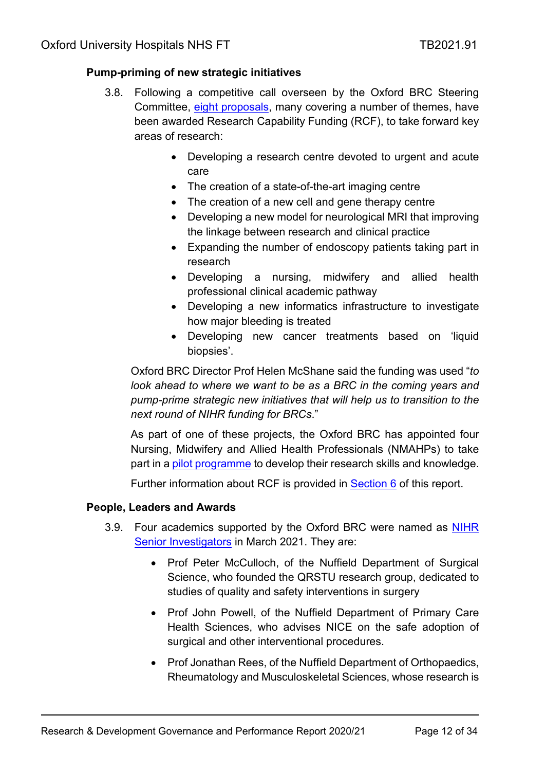### Pump-priming of new strategic initiatives

3.8. Following a competitive call overseen by the Oxford BRC Steering Committee, [eight proposals](), many covering a number of themes, have been awarded Research Capability Funding (RCF), to take forward key areas of research:

- Developing a research centre devoted to urgent and acute care
- The creation of a state-of-the-art imaging centre
- The creation of a new cell and gene therapy centre
- Developing a new model for neurological MRI that improving the linkage between research and clinical practice
- Expanding the number of endoscopy patients taking part in research
- Developing a nursing, midwifery and allied health professional clinical academic pathway
- Developing a new informatics infrastructure to investigate how major bleeding is treated
- Developing new cancer treatments based on 'liquid biopsies'.

Oxford BRC Director Prof Helen McShane said the funding was used "*to look ahead to where we want to be as a BRC in the coming years and pump-prime strategic new initiatives that will help us to transition to the next round of NIHR funding for BRCs*."

As part of one of these projects, the Oxford BRC has appointed four Nursing, Midwifery and Allied Health Professionals (NMAHPs) to take part in a [pilot programme]() to develop their research skills and knowledge.

Further information about RCF is provided in [Section 6]() of this report.

### People, Leaders and Awards

3.9. Four academics supported by the Oxford BRC were named as [NIHR Senior Investigators]() in March 2021. They are:

- Prof Peter McCulloch, of the Nuffield Department of Surgical Science, who founded the QRSTU research group, dedicated to studies of quality and safety interventions in surgery
- Prof John Powell, of the Nuffield Department of Primary Care Health Sciences, who advises NICE on the safe adoption of surgical and other interventional procedures.
- Prof Jonathan Rees, of the Nuffield Department of Orthopaedics, Rheumatology and Musculoskeletal Sciences, whose research is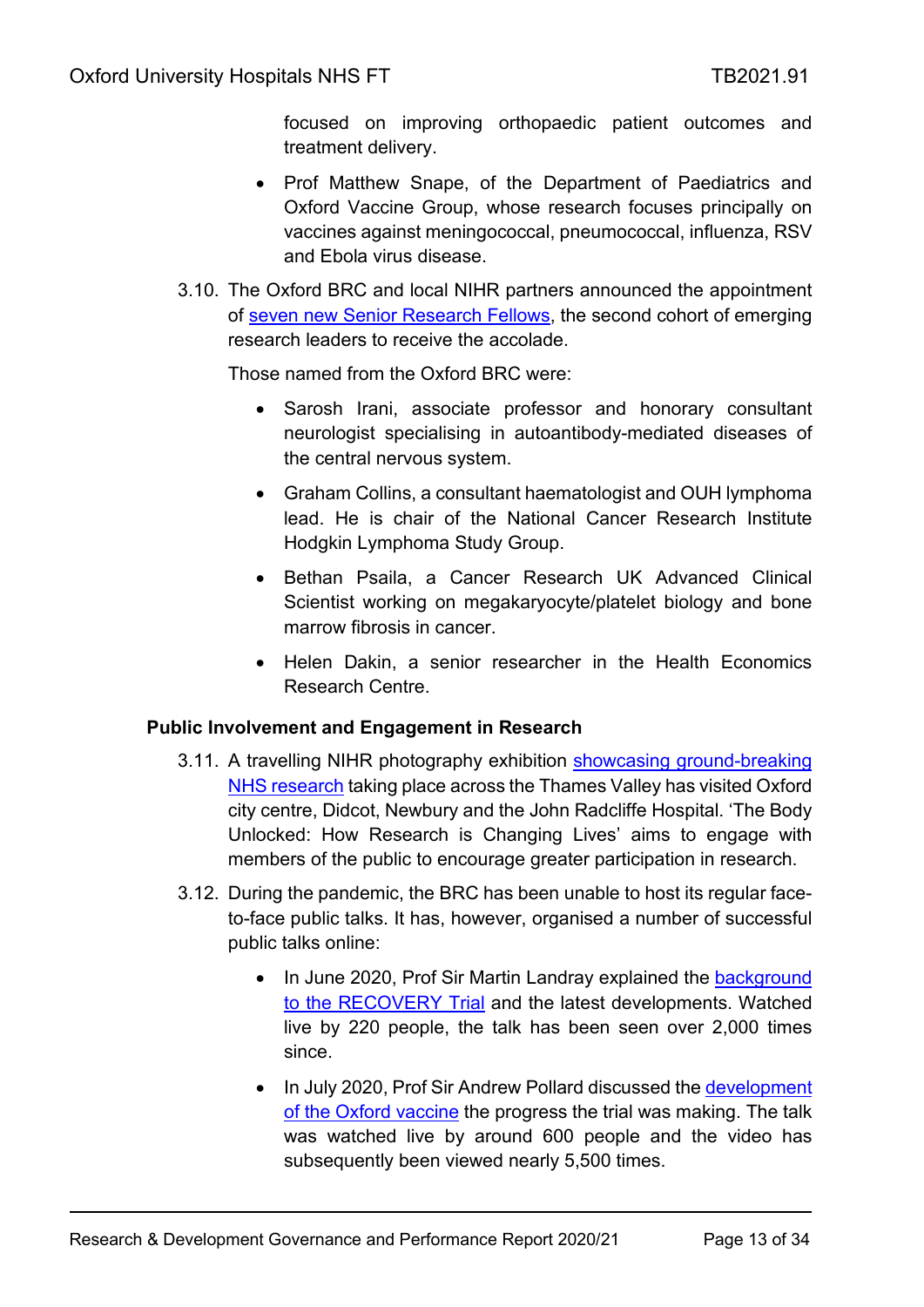focused on improving orthopaedic patient outcomes and treatment delivery.

- Prof Matthew Snape, of the Department of Paediatrics and Oxford Vaccine Group, whose research focuses principally on vaccines against meningococcal, pneumococcal, influenza, RSV and Ebola virus disease.

3.10. The Oxford BRC and local NIHR partners announced the appointment of seven new Senior Research Fellows, the second cohort of emerging research leaders to receive the accolade.

Those named from the Oxford BRC were:

- Sarosh Irani, associate professor and honorary consultant neurologist specialising in autoantibody-mediated diseases of the central nervous system.
- Graham Collins, a consultant haematologist and OUH lymphoma lead. He is chair of the National Cancer Research Institute Hodgkin Lymphoma Study Group.
- Bethan Psaila, a Cancer Research UK Advanced Clinical Scientist working on megakaryocyte/platelet biology and bone marrow fibrosis in cancer.
- Helen Dakin, a senior researcher in the Health Economics Research Centre.

**Public Involvement and Engagement in Research**

3.11. A travelling NIHR photography exhibition showcasing ground-breaking NHS research taking place across the Thames Valley has visited Oxford city centre, Didcot, Newbury and the John Radcliffe Hospital. 'The Body Unlocked: How Research is Changing Lives' aims to engage with members of the public to encourage greater participation in research.

3.12. During the pandemic, the BRC has been unable to host its regular face-to-face public talks. It has, however, organised a number of successful public talks online:

- In June 2020, Prof Sir Martin Landray explained the background to the RECOVERY Trial and the latest developments. Watched live by 220 people, the talk has been seen over 2,000 times since.
- In July 2020, Prof Sir Andrew Pollard discussed the development of the Oxford vaccine the progress the trial was making. The talk was watched live by around 600 people and the video has subsequently been viewed nearly 5,500 times.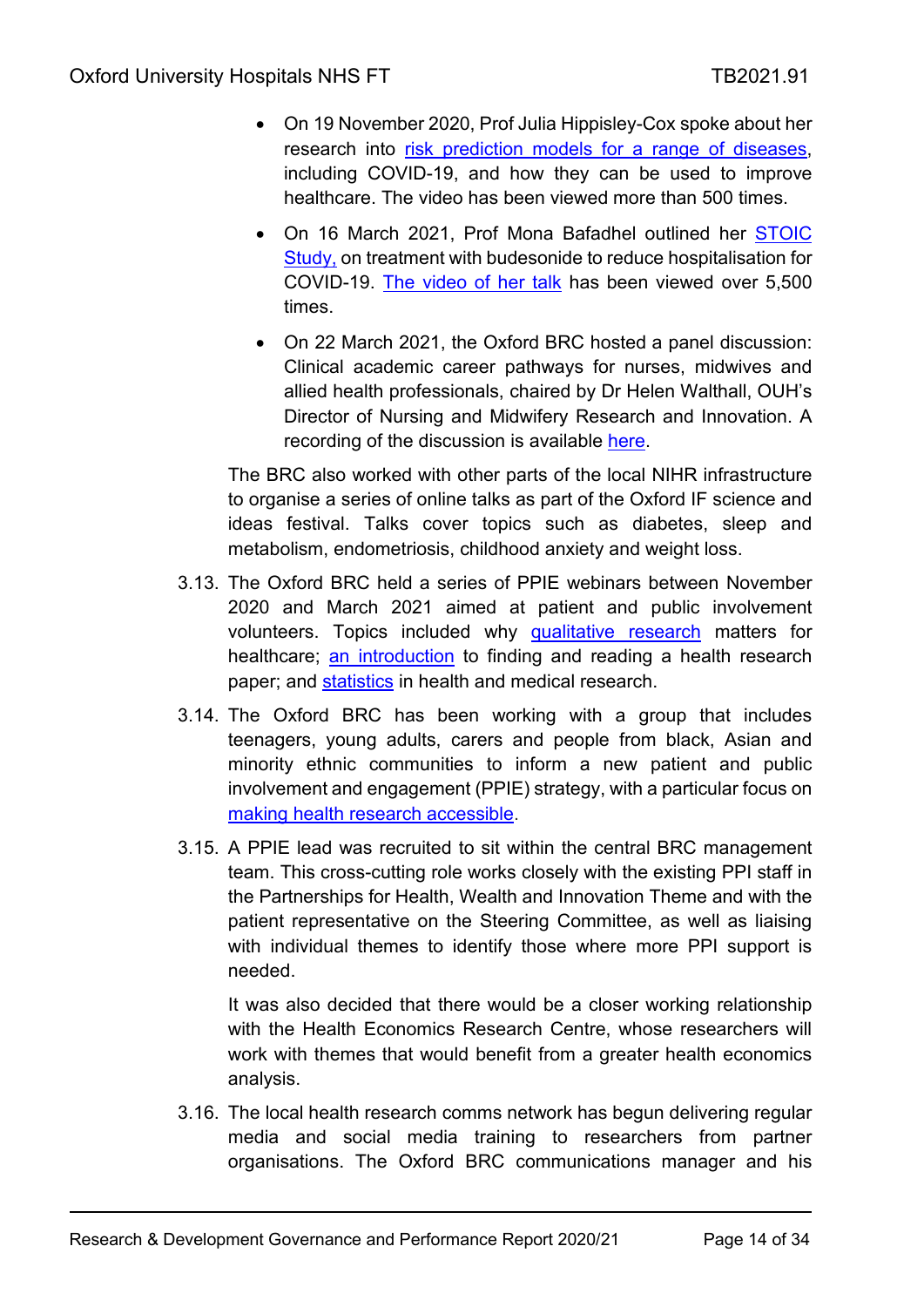- On 19 November 2020, Prof Julia Hippisley-Cox spoke about her research into risk prediction models for a range of diseases, including COVID-19, and how they can be used to improve healthcare. The video has been viewed more than 500 times.
- On 16 March 2021, Prof Mona Bafadhel outlined her STOIC Study, on treatment with budesonide to reduce hospitalisation for COVID-19. The video of her talk has been viewed over 5,500 times.
- On 22 March 2021, the Oxford BRC hosted a panel discussion: Clinical academic career pathways for nurses, midwives and allied health professionals, chaired by Dr Helen Walthall, OUH's Director of Nursing and Midwifery Research and Innovation. A recording of the discussion is available here.

The BRC also worked with other parts of the local NIHR infrastructure to organise a series of online talks as part of the Oxford IF science and ideas festival. Talks cover topics such as diabetes, sleep and metabolism, endometriosis, childhood anxiety and weight loss.

3.13. The Oxford BRC held a series of PPIE webinars between November 2020 and March 2021 aimed at patient and public involvement volunteers. Topics included why qualitative research matters for healthcare; an introduction to finding and reading a health research paper; and statistics in health and medical research.

3.14. The Oxford BRC has been working with a group that includes teenagers, young adults, carers and people from black, Asian and minority ethnic communities to inform a new patient and public involvement and engagement (PPIE) strategy, with a particular focus on making health research accessible.

3.15. A PPIE lead was recruited to sit within the central BRC management team. This cross-cutting role works closely with the existing PPI staff in the Partnerships for Health, Wealth and Innovation Theme and with the patient representative on the Steering Committee, as well as liaising with individual themes to identify those where more PPI support is needed.

It was also decided that there would be a closer working relationship with the Health Economics Research Centre, whose researchers will work with themes that would benefit from a greater health economics analysis.

3.16. The local health research comms network has begun delivering regular media and social media training to researchers from partner organisations. The Oxford BRC communications manager and his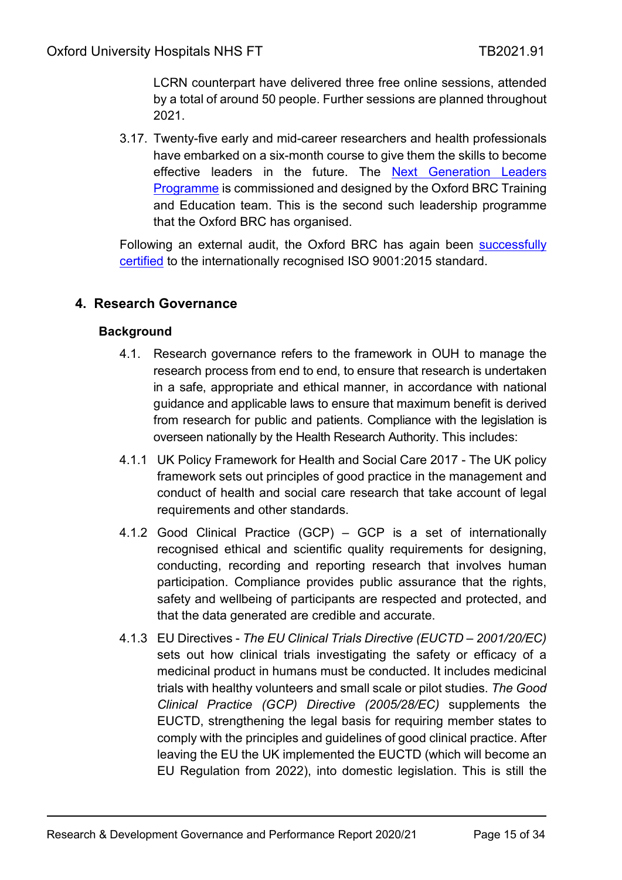LCRN counterpart have delivered three free online sessions, attended by a total of around 50 people. Further sessions are planned throughout 2021.

3.17. Twenty-five early and mid-career researchers and health professionals have embarked on a six-month course to give them the skills to become effective leaders in the future. The Next Generation Leaders Programme is commissioned and designed by the Oxford BRC Training and Education team. This is the second such leadership programme that the Oxford BRC has organised.

Following an external audit, the Oxford BRC has again been successfully certified to the internationally recognised ISO 9001:2015 standard.

## 4. Research Governance

### Background

4.1. Research governance refers to the framework in OUH to manage the research process from end to end, to ensure that research is undertaken in a safe, appropriate and ethical manner, in accordance with national guidance and applicable laws to ensure that maximum benefit is derived from research for public and patients. Compliance with the legislation is overseen nationally by the Health Research Authority. This includes:

4.1.1 UK Policy Framework for Health and Social Care 2017 - The UK policy framework sets out principles of good practice in the management and conduct of health and social care research that take account of legal requirements and other standards.

4.1.2 Good Clinical Practice (GCP) – GCP is a set of internationally recognised ethical and scientific quality requirements for designing, conducting, recording and reporting research that involves human participation. Compliance provides public assurance that the rights, safety and wellbeing of participants are respected and protected, and that the data generated are credible and accurate.

4.1.3 EU Directives - *The EU Clinical Trials Directive (EUCTD – 2001/20/EC)* sets out how clinical trials investigating the safety or efficacy of a medicinal product in humans must be conducted. It includes medicinal trials with healthy volunteers and small scale or pilot studies. *The Good Clinical Practice (GCP) Directive (2005/28/EC)* supplements the EUCTD, strengthening the legal basis for requiring member states to comply with the principles and guidelines of good clinical practice. After leaving the EU the UK implemented the EUCTD (which will become an EU Regulation from 2022), into domestic legislation. This is still the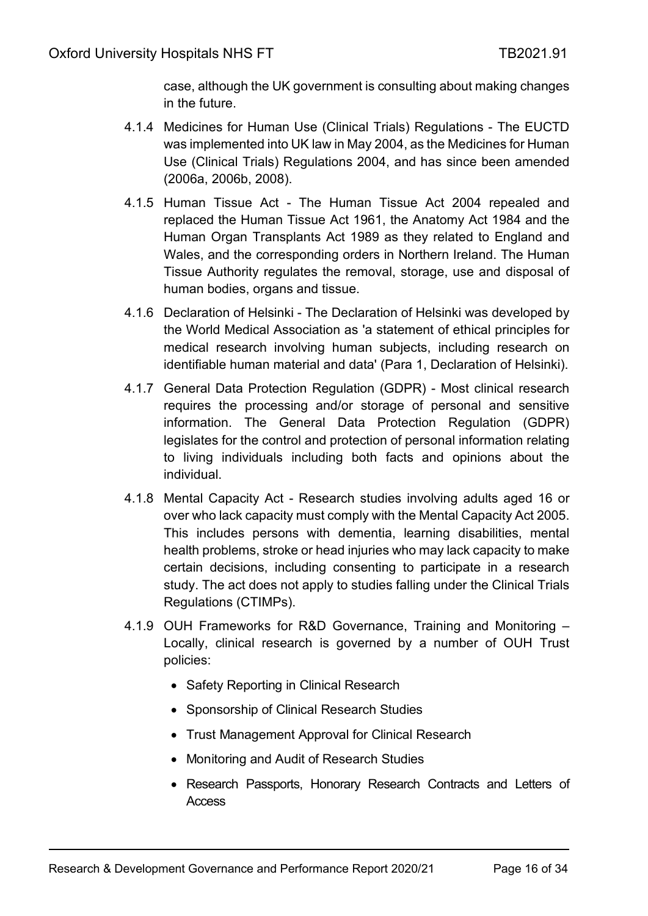case, although the UK government is consulting about making changes in the future.

4.1.4 Medicines for Human Use (Clinical Trials) Regulations - The EUCTD was implemented into UK law in May 2004, as the Medicines for Human Use (Clinical Trials) Regulations 2004, and has since been amended (2006a, 2006b, 2008).

4.1.5 Human Tissue Act - The Human Tissue Act 2004 repealed and replaced the Human Tissue Act 1961, the Anatomy Act 1984 and the Human Organ Transplants Act 1989 as they related to England and Wales, and the corresponding orders in Northern Ireland. The Human Tissue Authority regulates the removal, storage, use and disposal of human bodies, organs and tissue.

4.1.6 Declaration of Helsinki - The Declaration of Helsinki was developed by the World Medical Association as 'a statement of ethical principles for medical research involving human subjects, including research on identifiable human material and data' (Para 1, Declaration of Helsinki).

4.1.7 General Data Protection Regulation (GDPR) - Most clinical research requires the processing and/or storage of personal and sensitive information. The General Data Protection Regulation (GDPR) legislates for the control and protection of personal information relating to living individuals including both facts and opinions about the individual.

4.1.8 Mental Capacity Act - Research studies involving adults aged 16 or over who lack capacity must comply with the Mental Capacity Act 2005. This includes persons with dementia, learning disabilities, mental health problems, stroke or head injuries who may lack capacity to make certain decisions, including consenting to participate in a research study. The act does not apply to studies falling under the Clinical Trials Regulations (CTIMPs).

4.1.9 OUH Frameworks for R&D Governance, Training and Monitoring – Locally, clinical research is governed by a number of OUH Trust policies:

- Safety Reporting in Clinical Research
- Sponsorship of Clinical Research Studies
- Trust Management Approval for Clinical Research
- Monitoring and Audit of Research Studies
- Research Passports, Honorary Research Contracts and Letters of Access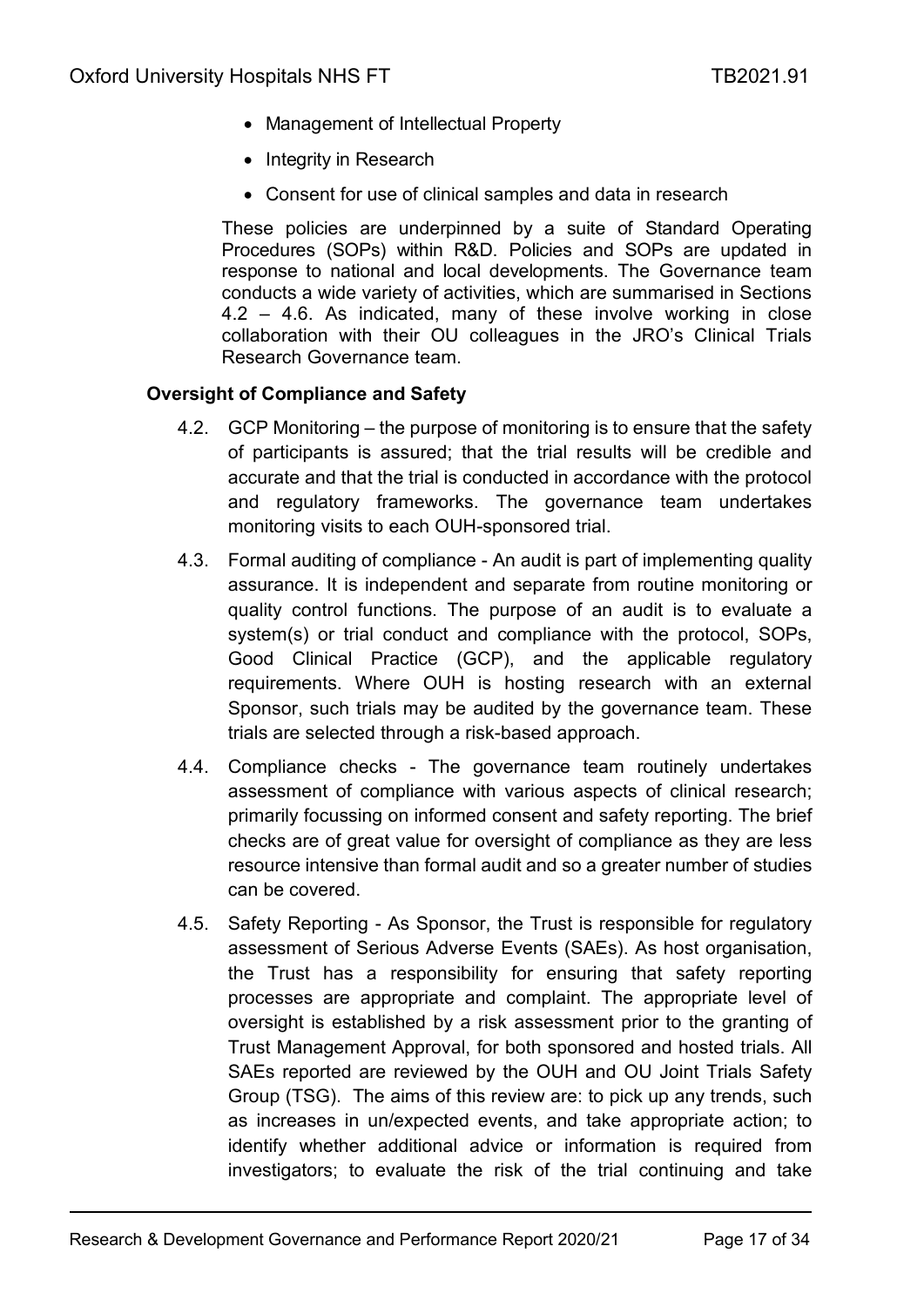- Management of Intellectual Property
- Integrity in Research
- Consent for use of clinical samples and data in research

These policies are underpinned by a suite of Standard Operating Procedures (SOPs) within R&D. Policies and SOPs are updated in response to national and local developments. The Governance team conducts a wide variety of activities, which are summarised in Sections 4.2 – 4.6. As indicated, many of these involve working in close collaboration with their OU colleagues in the JRO's Clinical Trials Research Governance team.

**Oversight of Compliance and Safety**

4.2. GCP Monitoring – the purpose of monitoring is to ensure that the safety of participants is assured; that the trial results will be credible and accurate and that the trial is conducted in accordance with the protocol and regulatory frameworks. The governance team undertakes monitoring visits to each OUH-sponsored trial.

4.3. Formal auditing of compliance - An audit is part of implementing quality assurance. It is independent and separate from routine monitoring or quality control functions. The purpose of an audit is to evaluate a system(s) or trial conduct and compliance with the protocol, SOPs, Good Clinical Practice (GCP), and the applicable regulatory requirements. Where OUH is hosting research with an external Sponsor, such trials may be audited by the governance team. These trials are selected through a risk-based approach.

4.4. Compliance checks - The governance team routinely undertakes assessment of compliance with various aspects of clinical research; primarily focussing on informed consent and safety reporting. The brief checks are of great value for oversight of compliance as they are less resource intensive than formal audit and so a greater number of studies can be covered.

4.5. Safety Reporting - As Sponsor, the Trust is responsible for regulatory assessment of Serious Adverse Events (SAEs). As host organisation, the Trust has a responsibility for ensuring that safety reporting processes are appropriate and complaint. The appropriate level of oversight is established by a risk assessment prior to the granting of Trust Management Approval, for both sponsored and hosted trials. All SAEs reported are reviewed by the OUH and OU Joint Trials Safety Group (TSG). The aims of this review are: to pick up any trends, such as increases in un/expected events, and take appropriate action; to identify whether additional advice or information is required from investigators; to evaluate the risk of the trial continuing and take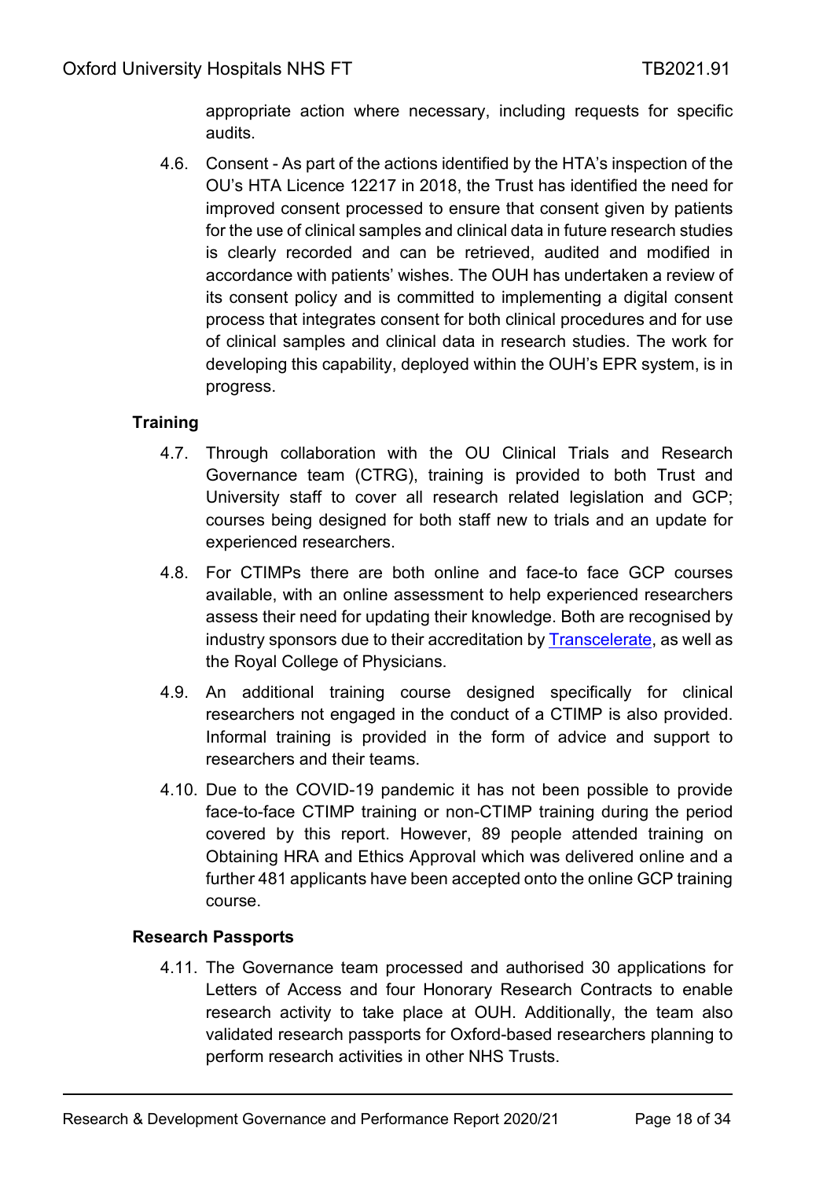appropriate action where necessary, including requests for specific audits.

4.6. Consent - As part of the actions identified by the HTA's inspection of the OU's HTA Licence 12217 in 2018, the Trust has identified the need for improved consent processed to ensure that consent given by patients for the use of clinical samples and clinical data in future research studies is clearly recorded and can be retrieved, audited and modified in accordance with patients' wishes. The OUH has undertaken a review of its consent policy and is committed to implementing a digital consent process that integrates consent for both clinical procedures and for use of clinical samples and clinical data in research studies. The work for developing this capability, deployed within the OUH's EPR system, is in progress.

**Training**

4.7. Through collaboration with the OU Clinical Trials and Research Governance team (CTRG), training is provided to both Trust and University staff to cover all research related legislation and GCP; courses being designed for both staff new to trials and an update for experienced researchers.

4.8. For CTIMPs there are both online and face-to face GCP courses available, with an online assessment to help experienced researchers assess their need for updating their knowledge. Both are recognised by industry sponsors due to their accreditation by Transcelerate, as well as the Royal College of Physicians.

4.9. An additional training course designed specifically for clinical researchers not engaged in the conduct of a CTIMP is also provided. Informal training is provided in the form of advice and support to researchers and their teams.

4.10. Due to the COVID-19 pandemic it has not been possible to provide face-to-face CTIMP training or non-CTIMP training during the period covered by this report. However, 89 people attended training on Obtaining HRA and Ethics Approval which was delivered online and a further 481 applicants have been accepted onto the online GCP training course.

**Research Passports**

4.11. The Governance team processed and authorised 30 applications for Letters of Access and four Honorary Research Contracts to enable research activity to take place at OUH. Additionally, the team also validated research passports for Oxford-based researchers planning to perform research activities in other NHS Trusts.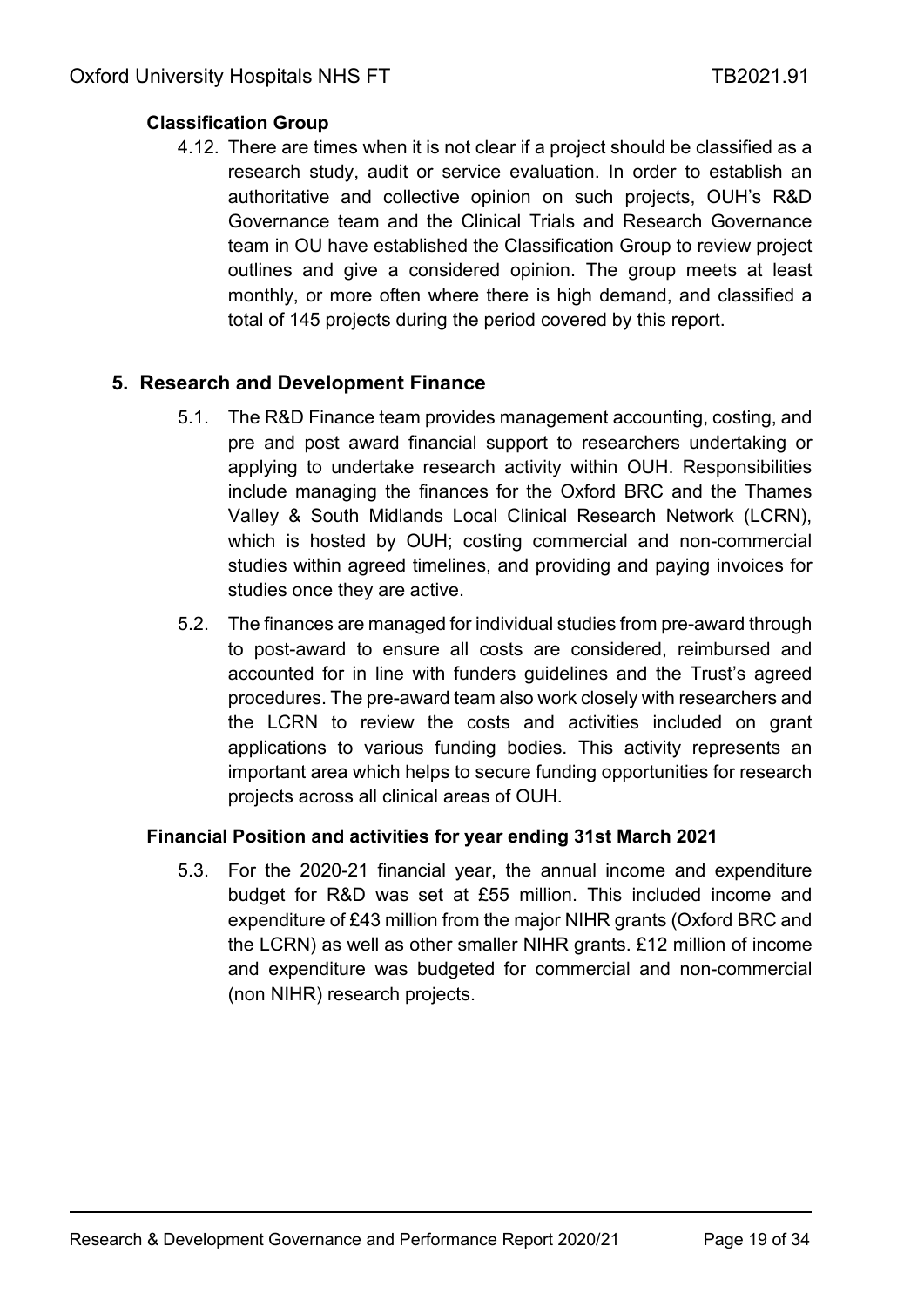**Classification Group**

4.12. There are times when it is not clear if a project should be classified as a research study, audit or service evaluation. In order to establish an authoritative and collective opinion on such projects, OUH's R&D Governance team and the Clinical Trials and Research Governance team in OU have established the Classification Group to review project outlines and give a considered opinion. The group meets at least monthly, or more often where there is high demand, and classified a total of 145 projects during the period covered by this report.

## 5. Research and Development Finance

5.1. The R&D Finance team provides management accounting, costing, and pre and post award financial support to researchers undertaking or applying to undertake research activity within OUH. Responsibilities include managing the finances for the Oxford BRC and the Thames Valley & South Midlands Local Clinical Research Network (LCRN), which is hosted by OUH; costing commercial and non-commercial studies within agreed timelines, and providing and paying invoices for studies once they are active.

5.2. The finances are managed for individual studies from pre-award through to post-award to ensure all costs are considered, reimbursed and accounted for in line with funders guidelines and the Trust's agreed procedures. The pre-award team also work closely with researchers and the LCRN to review the costs and activities included on grant applications to various funding bodies. This activity represents an important area which helps to secure funding opportunities for research projects across all clinical areas of OUH.

**Financial Position and activities for year ending 31st March 2021**

5.3. For the 2020-21 financial year, the annual income and expenditure budget for R&D was set at £55 million. This included income and expenditure of £43 million from the major NIHR grants (Oxford BRC and the LCRN) as well as other smaller NIHR grants. £12 million of income and expenditure was budgeted for commercial and non-commercial (non NIHR) research projects.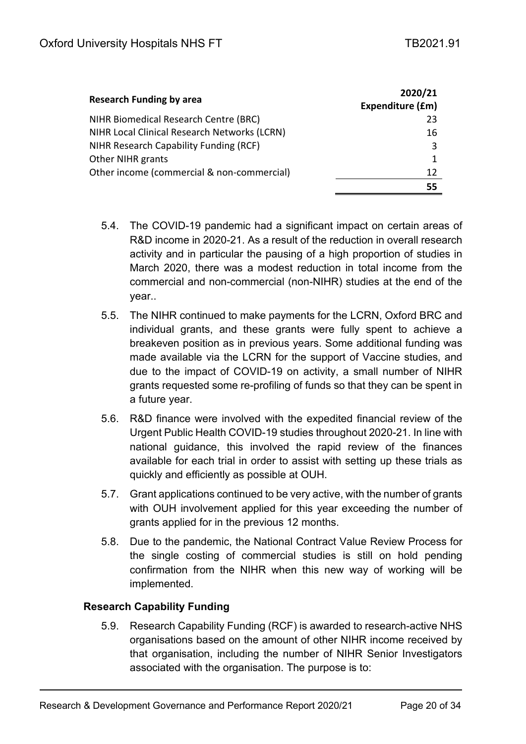| Research Funding by area | 2020/21 Expenditure (£m) |
|---|---|
| NIHR Biomedical Research Centre (BRC) | 23 |
| NIHR Local Clinical Research Networks (LCRN) | 16 |
| NIHR Research Capability Funding (RCF) | 3 |
| Other NIHR grants | 1 |
| Other income (commercial & non-commercial) | 12 |
| | **55** |

5.4. The COVID-19 pandemic had a significant impact on certain areas of R&D income in 2020-21. As a result of the reduction in overall research activity and in particular the pausing of a high proportion of studies in March 2020, there was a modest reduction in total income from the commercial and non-commercial (non-NIHR) studies at the end of the year..

5.5. The NIHR continued to make payments for the LCRN, Oxford BRC and individual grants, and these grants were fully spent to achieve a breakeven position as in previous years. Some additional funding was made available via the LCRN for the support of Vaccine studies, and due to the impact of COVID-19 on activity, a small number of NIHR grants requested some re-profiling of funds so that they can be spent in a future year.

5.6. R&D finance were involved with the expedited financial review of the Urgent Public Health COVID-19 studies throughout 2020-21. In line with national guidance, this involved the rapid review of the finances available for each trial in order to assist with setting up these trials as quickly and efficiently as possible at OUH.

5.7. Grant applications continued to be very active, with the number of grants with OUH involvement applied for this year exceeding the number of grants applied for in the previous 12 months.

5.8. Due to the pandemic, the National Contract Value Review Process for the single costing of commercial studies is still on hold pending confirmation from the NIHR when this new way of working will be implemented.

**Research Capability Funding**

5.9. Research Capability Funding (RCF) is awarded to research-active NHS organisations based on the amount of other NIHR income received by that organisation, including the number of NIHR Senior Investigators associated with the organisation. The purpose is to: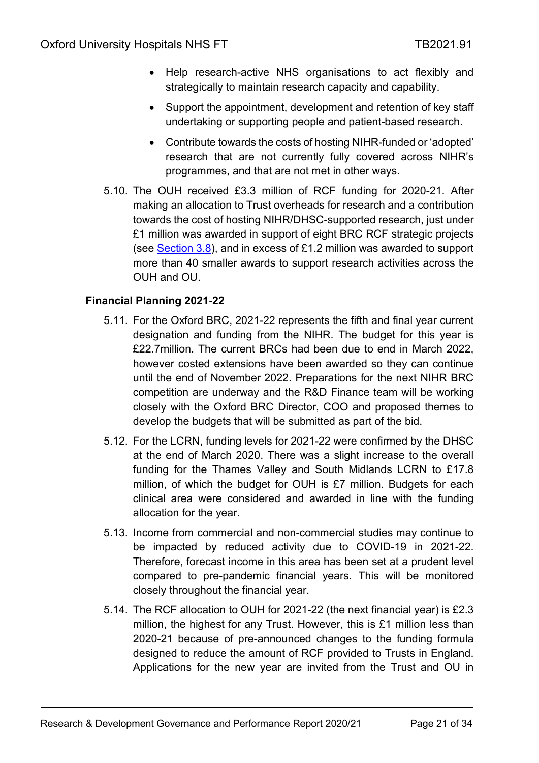- Help research-active NHS organisations to act flexibly and strategically to maintain research capacity and capability.
- Support the appointment, development and retention of key staff undertaking or supporting people and patient-based research.
- Contribute towards the costs of hosting NIHR-funded or 'adopted' research that are not currently fully covered across NIHR's programmes, and that are not met in other ways.

5.10. The OUH received £3.3 million of RCF funding for 2020-21. After making an allocation to Trust overheads for research and a contribution towards the cost of hosting NIHR/DHSC-supported research, just under £1 million was awarded in support of eight BRC RCF strategic projects (see Section 3.8), and in excess of £1.2 million was awarded to support more than 40 smaller awards to support research activities across the OUH and OU.

**Financial Planning 2021-22**

5.11. For the Oxford BRC, 2021-22 represents the fifth and final year current designation and funding from the NIHR. The budget for this year is £22.7million. The current BRCs had been due to end in March 2022, however costed extensions have been awarded so they can continue until the end of November 2022. Preparations for the next NIHR BRC competition are underway and the R&D Finance team will be working closely with the Oxford BRC Director, COO and proposed themes to develop the budgets that will be submitted as part of the bid.

5.12. For the LCRN, funding levels for 2021-22 were confirmed by the DHSC at the end of March 2020. There was a slight increase to the overall funding for the Thames Valley and South Midlands LCRN to £17.8 million, of which the budget for OUH is £7 million. Budgets for each clinical area were considered and awarded in line with the funding allocation for the year.

5.13. Income from commercial and non-commercial studies may continue to be impacted by reduced activity due to COVID-19 in 2021-22. Therefore, forecast income in this area has been set at a prudent level compared to pre-pandemic financial years. This will be monitored closely throughout the financial year.

5.14. The RCF allocation to OUH for 2021-22 (the next financial year) is £2.3 million, the highest for any Trust. However, this is £1 million less than 2020-21 because of pre-announced changes to the funding formula designed to reduce the amount of RCF provided to Trusts in England. Applications for the new year are invited from the Trust and OU in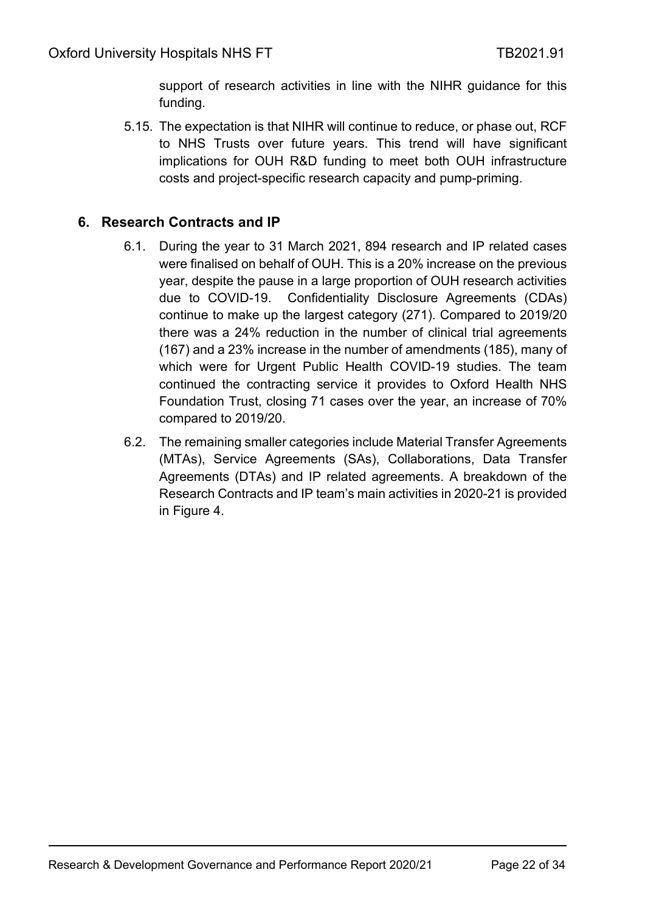support of research activities in line with the NIHR guidance for this funding.

5.15. The expectation is that NIHR will continue to reduce, or phase out, RCF to NHS Trusts over future years. This trend will have significant implications for OUH R&D funding to meet both OUH infrastructure costs and project-specific research capacity and pump-priming.

## 6. Research Contracts and IP

6.1. During the year to 31 March 2021, 894 research and IP related cases were finalised on behalf of OUH. This is a 20% increase on the previous year, despite the pause in a large proportion of OUH research activities due to COVID-19. Confidentiality Disclosure Agreements (CDAs) continue to make up the largest category (271). Compared to 2019/20 there was a 24% reduction in the number of clinical trial agreements (167) and a 23% increase in the number of amendments (185), many of which were for Urgent Public Health COVID-19 studies. The team continued the contracting service it provides to Oxford Health NHS Foundation Trust, closing 71 cases over the year, an increase of 70% compared to 2019/20.

6.2. The remaining smaller categories include Material Transfer Agreements (MTAs), Service Agreements (SAs), Collaborations, Data Transfer Agreements (DTAs) and IP related agreements. A breakdown of the Research Contracts and IP team's main activities in 2020-21 is provided in Figure 4.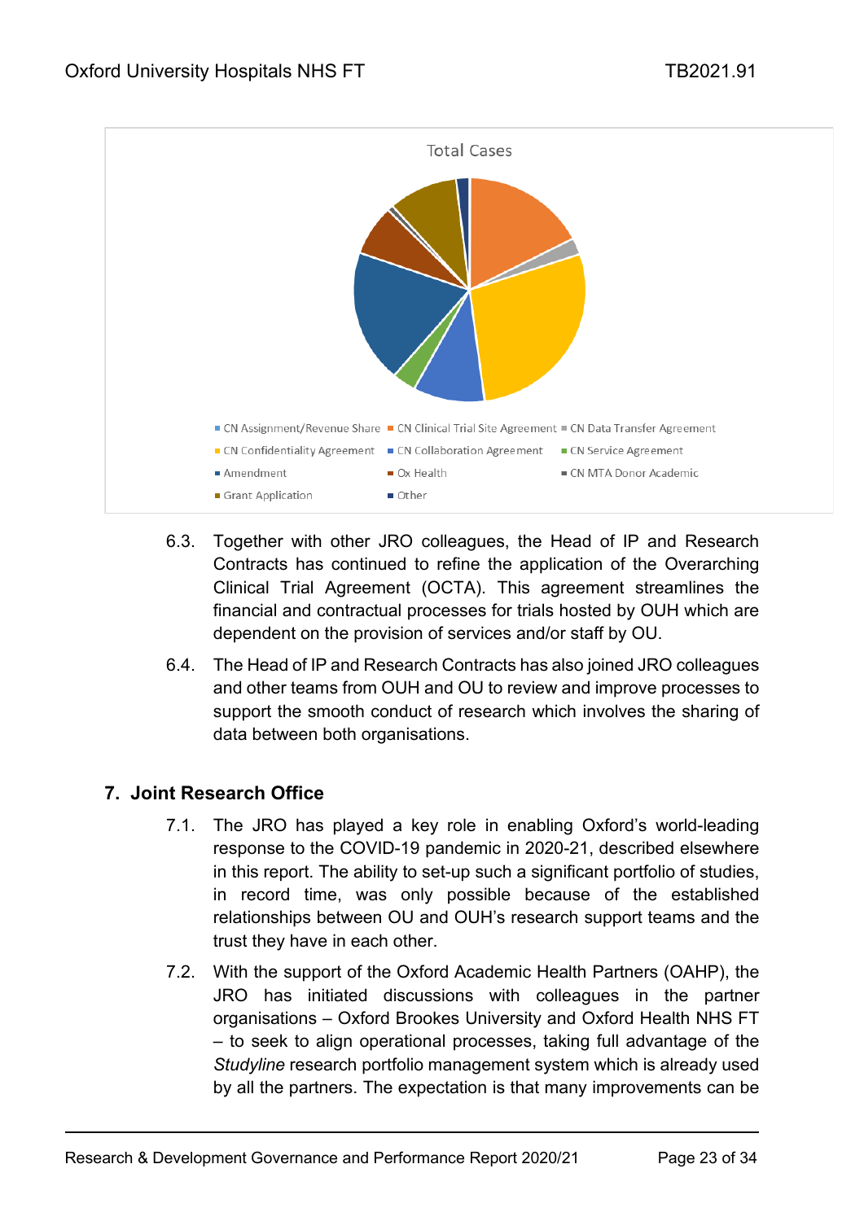Total Cases

- CN Assignment/Revenue Share
- CN Clinical Trial Site Agreement
- CN Data Transfer Agreement
- CN Confidentiality Agreement
- CN Collaboration Agreement
- CN Service Agreement
- Amendment
- Ox Health
- CN MTA Donor Academic
- Grant Application
- Other

6.3. Together with other JRO colleagues, the Head of IP and Research Contracts has continued to refine the application of the Overarching Clinical Trial Agreement (OCTA). This agreement streamlines the financial and contractual processes for trials hosted by OUH which are dependent on the provision of services and/or staff by OU.

6.4. The Head of IP and Research Contracts has also joined JRO colleagues and other teams from OUH and OU to review and improve processes to support the smooth conduct of research which involves the sharing of data between both organisations.

## 7. Joint Research Office

7.1. The JRO has played a key role in enabling Oxford's world-leading response to the COVID-19 pandemic in 2020-21, described elsewhere in this report. The ability to set-up such a significant portfolio of studies, in record time, was only possible because of the established relationships between OU and OUH's research support teams and the trust they have in each other.

7.2. With the support of the Oxford Academic Health Partners (OAHP), the JRO has initiated discussions with colleagues in the partner organisations – Oxford Brookes University and Oxford Health NHS FT – to seek to align operational processes, taking full advantage of the *Studyline* research portfolio management system which is already used by all the partners. The expectation is that many improvements can be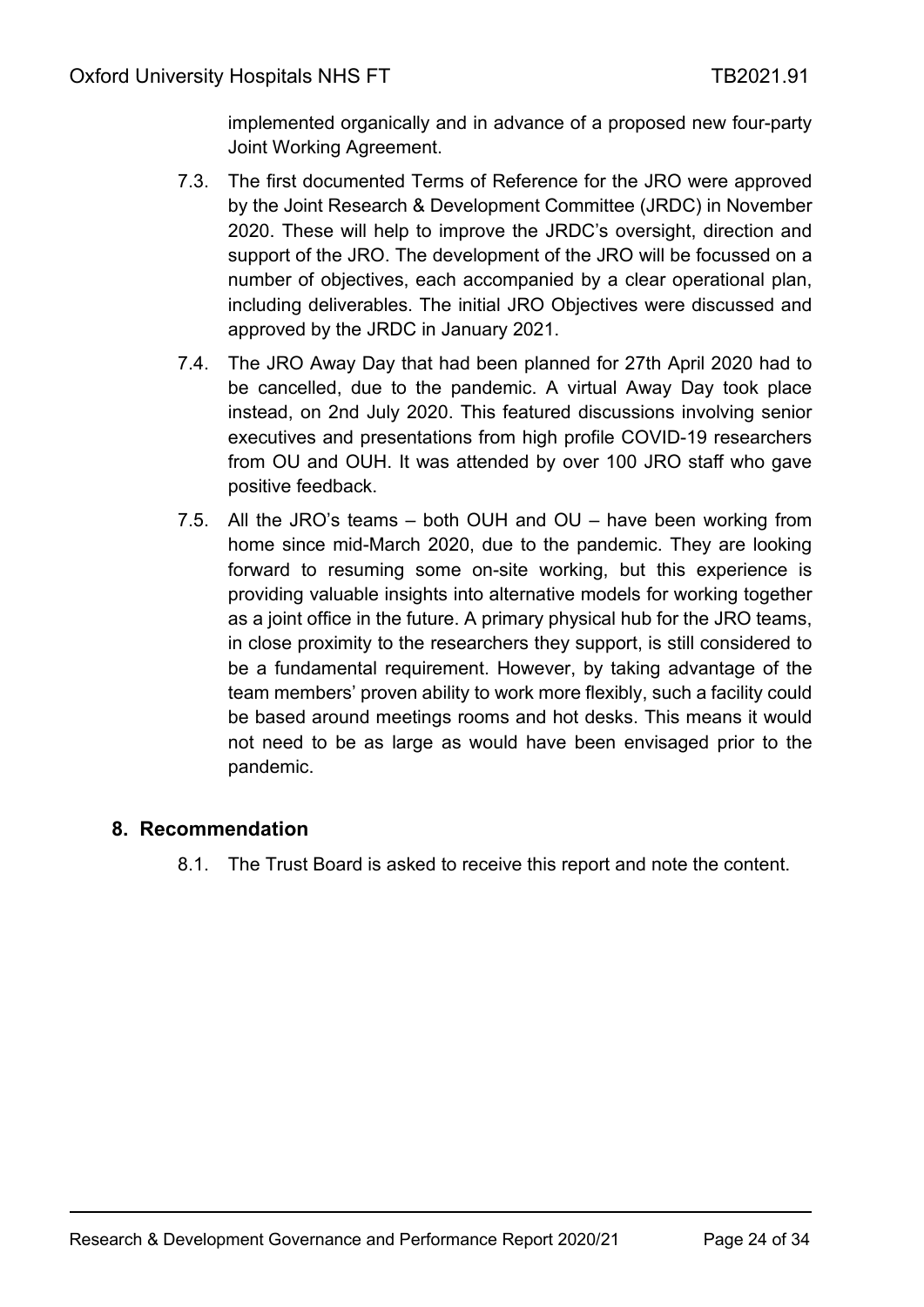implemented organically and in advance of a proposed new four-party Joint Working Agreement.

7.3. The first documented Terms of Reference for the JRO were approved by the Joint Research & Development Committee (JRDC) in November 2020. These will help to improve the JRDC's oversight, direction and support of the JRO. The development of the JRO will be focussed on a number of objectives, each accompanied by a clear operational plan, including deliverables. The initial JRO Objectives were discussed and approved by the JRDC in January 2021.

7.4. The JRO Away Day that had been planned for 27th April 2020 had to be cancelled, due to the pandemic. A virtual Away Day took place instead, on 2nd July 2020. This featured discussions involving senior executives and presentations from high profile COVID-19 researchers from OU and OUH. It was attended by over 100 JRO staff who gave positive feedback.

7.5. All the JRO's teams – both OUH and OU – have been working from home since mid-March 2020, due to the pandemic. They are looking forward to resuming some on-site working, but this experience is providing valuable insights into alternative models for working together as a joint office in the future. A primary physical hub for the JRO teams, in close proximity to the researchers they support, is still considered to be a fundamental requirement. However, by taking advantage of the team members' proven ability to work more flexibly, such a facility could be based around meetings rooms and hot desks. This means it would not need to be as large as would have been envisaged prior to the pandemic.

## 8. Recommendation

8.1. The Trust Board is asked to receive this report and note the content.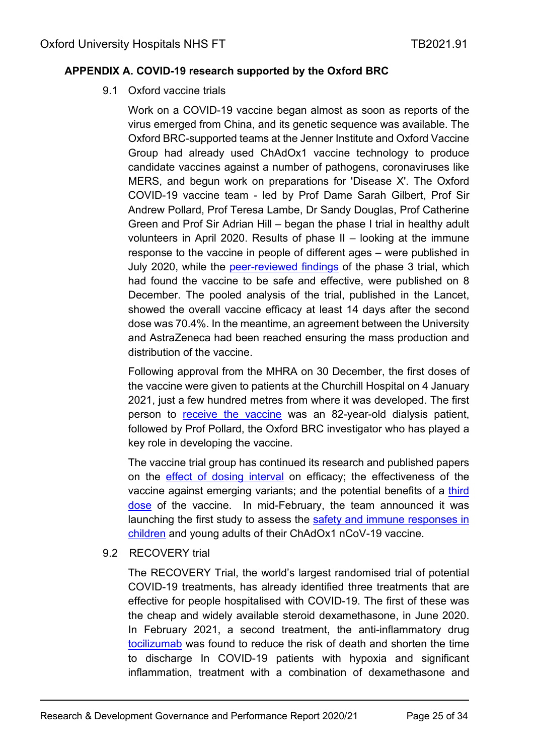## APPENDIX A. COVID-19 research supported by the Oxford BRC

### 9.1 Oxford vaccine trials

Work on a COVID-19 vaccine began almost as soon as reports of the virus emerged from China, and its genetic sequence was available. The Oxford BRC-supported teams at the Jenner Institute and Oxford Vaccine Group had already used ChAdOx1 vaccine technology to produce candidate vaccines against a number of pathogens, coronaviruses like MERS, and begun work on preparations for 'Disease X'. The Oxford COVID-19 vaccine team - led by Prof Dame Sarah Gilbert, Prof Sir Andrew Pollard, Prof Teresa Lambe, Dr Sandy Douglas, Prof Catherine Green and Prof Sir Adrian Hill – began the phase I trial in healthy adult volunteers in April 2020. Results of phase II – looking at the immune response to the vaccine in people of different ages – were published in July 2020, while the peer-reviewed findings of the phase 3 trial, which had found the vaccine to be safe and effective, were published on 8 December. The pooled analysis of the trial, published in the Lancet, showed the overall vaccine efficacy at least 14 days after the second dose was 70.4%. In the meantime, an agreement between the University and AstraZeneca had been reached ensuring the mass production and distribution of the vaccine.

Following approval from the MHRA on 30 December, the first doses of the vaccine were given to patients at the Churchill Hospital on 4 January 2021, just a few hundred metres from where it was developed. The first person to receive the vaccine was an 82-year-old dialysis patient, followed by Prof Pollard, the Oxford BRC investigator who has played a key role in developing the vaccine.

The vaccine trial group has continued its research and published papers on the effect of dosing interval on efficacy; the effectiveness of the vaccine against emerging variants; and the potential benefits of a third dose of the vaccine. In mid-February, the team announced it was launching the first study to assess the safety and immune responses in children and young adults of their ChAdOx1 nCoV-19 vaccine.

### 9.2 RECOVERY trial

The RECOVERY Trial, the world's largest randomised trial of potential COVID-19 treatments, has already identified three treatments that are effective for people hospitalised with COVID-19. The first of these was the cheap and widely available steroid dexamethasone, in June 2020. In February 2021, a second treatment, the anti-inflammatory drug tocilizumab was found to reduce the risk of death and shorten the time to discharge In COVID-19 patients with hypoxia and significant inflammation, treatment with a combination of dexamethasone and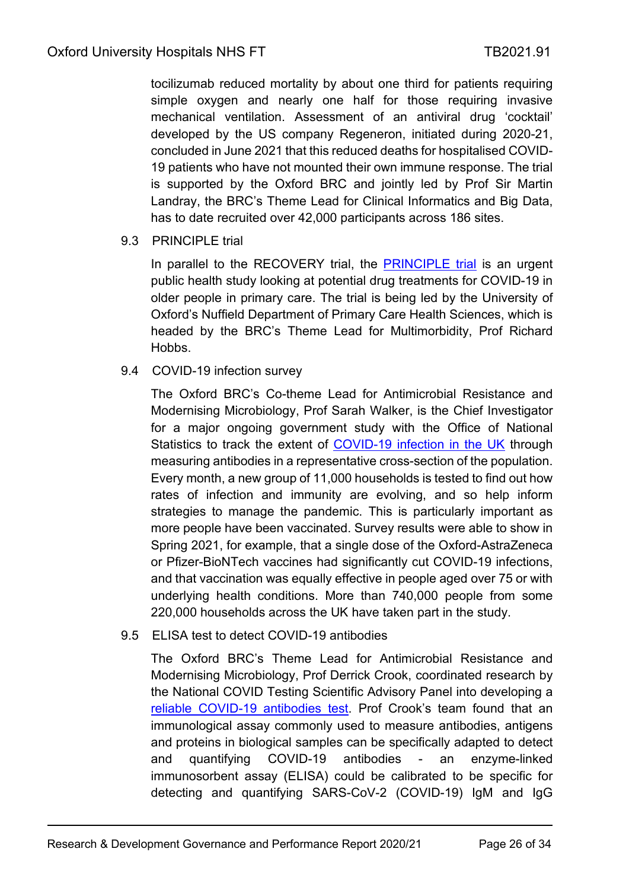tocilizumab reduced mortality by about one third for patients requiring simple oxygen and nearly one half for those requiring invasive mechanical ventilation. Assessment of an antiviral drug 'cocktail' developed by the US company Regeneron, initiated during 2020-21, concluded in June 2021 that this reduced deaths for hospitalised COVID-19 patients who have not mounted their own immune response. The trial is supported by the Oxford BRC and jointly led by Prof Sir Martin Landray, the BRC's Theme Lead for Clinical Informatics and Big Data, has to date recruited over 42,000 participants across 186 sites.

9.3 PRINCIPLE trial

In parallel to the RECOVERY trial, the PRINCIPLE trial is an urgent public health study looking at potential drug treatments for COVID-19 in older people in primary care. The trial is being led by the University of Oxford's Nuffield Department of Primary Care Health Sciences, which is headed by the BRC's Theme Lead for Multimorbidity, Prof Richard Hobbs.

9.4 COVID-19 infection survey

The Oxford BRC's Co-theme Lead for Antimicrobial Resistance and Modernising Microbiology, Prof Sarah Walker, is the Chief Investigator for a major ongoing government study with the Office of National Statistics to track the extent of COVID-19 infection in the UK through measuring antibodies in a representative cross-section of the population. Every month, a new group of 11,000 households is tested to find out how rates of infection and immunity are evolving, and so help inform strategies to manage the pandemic. This is particularly important as more people have been vaccinated. Survey results were able to show in Spring 2021, for example, that a single dose of the Oxford-AstraZeneca or Pfizer-BioNTech vaccines had significantly cut COVID-19 infections, and that vaccination was equally effective in people aged over 75 or with underlying health conditions. More than 740,000 people from some 220,000 households across the UK have taken part in the study.

9.5 ELISA test to detect COVID-19 antibodies

The Oxford BRC's Theme Lead for Antimicrobial Resistance and Modernising Microbiology, Prof Derrick Crook, coordinated research by the National COVID Testing Scientific Advisory Panel into developing a reliable COVID-19 antibodies test. Prof Crook's team found that an immunological assay commonly used to measure antibodies, antigens and proteins in biological samples can be specifically adapted to detect and quantifying COVID-19 antibodies - an enzyme-linked immunosorbent assay (ELISA) could be calibrated to be specific for detecting and quantifying SARS-CoV-2 (COVID-19) IgM and IgG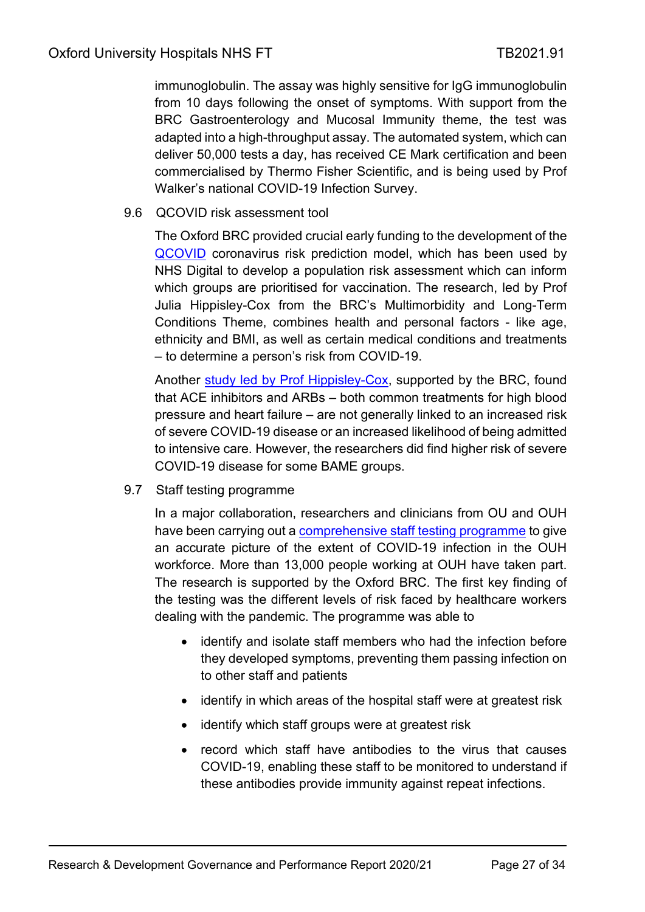immunoglobulin. The assay was highly sensitive for IgG immunoglobulin from 10 days following the onset of symptoms. With support from the BRC Gastroenterology and Mucosal Immunity theme, the test was adapted into a high-throughput assay. The automated system, which can deliver 50,000 tests a day, has received CE Mark certification and been commercialised by Thermo Fisher Scientific, and is being used by Prof Walker's national COVID-19 Infection Survey.

### 9.6 QCOVID risk assessment tool

The Oxford BRC provided crucial early funding to the development of the QCOVID coronavirus risk prediction model, which has been used by NHS Digital to develop a population risk assessment which can inform which groups are prioritised for vaccination. The research, led by Prof Julia Hippisley-Cox from the BRC's Multimorbidity and Long-Term Conditions Theme, combines health and personal factors - like age, ethnicity and BMI, as well as certain medical conditions and treatments – to determine a person's risk from COVID-19.

Another study led by Prof Hippisley-Cox, supported by the BRC, found that ACE inhibitors and ARBs – both common treatments for high blood pressure and heart failure – are not generally linked to an increased risk of severe COVID-19 disease or an increased likelihood of being admitted to intensive care. However, the researchers did find higher risk of severe COVID-19 disease for some BAME groups.

### 9.7 Staff testing programme

In a major collaboration, researchers and clinicians from OU and OUH have been carrying out a comprehensive staff testing programme to give an accurate picture of the extent of COVID-19 infection in the OUH workforce. More than 13,000 people working at OUH have taken part. The research is supported by the Oxford BRC. The first key finding of the testing was the different levels of risk faced by healthcare workers dealing with the pandemic. The programme was able to

- identify and isolate staff members who had the infection before they developed symptoms, preventing them passing infection on to other staff and patients
- identify in which areas of the hospital staff were at greatest risk
- identify which staff groups were at greatest risk
- record which staff have antibodies to the virus that causes COVID-19, enabling these staff to be monitored to understand if these antibodies provide immunity against repeat infections.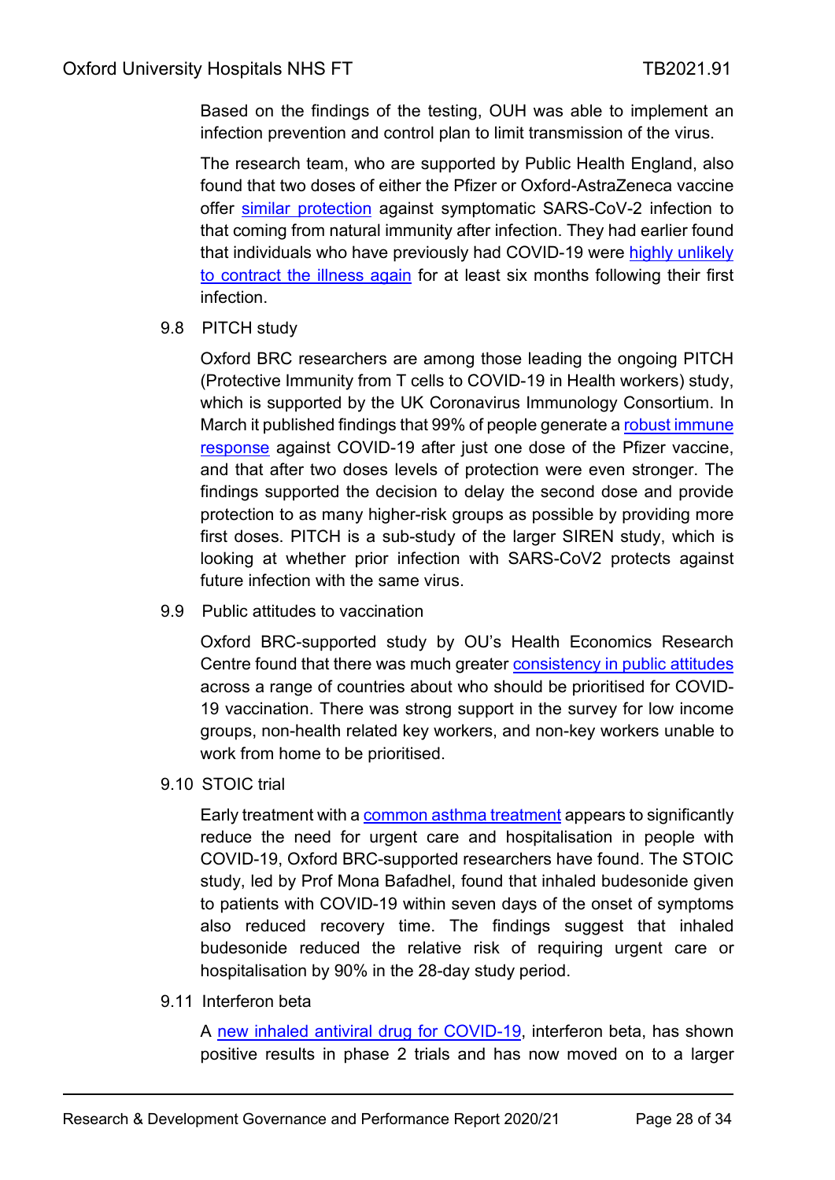Based on the findings of the testing, OUH was able to implement an infection prevention and control plan to limit transmission of the virus.

The research team, who are supported by Public Health England, also found that two doses of either the Pfizer or Oxford-AstraZeneca vaccine offer similar protection against symptomatic SARS-CoV-2 infection to that coming from natural immunity after infection. They had earlier found that individuals who have previously had COVID-19 were highly unlikely to contract the illness again for at least six months following their first infection.

### 9.8 PITCH study

Oxford BRC researchers are among those leading the ongoing PITCH (Protective Immunity from T cells to COVID-19 in Health workers) study, which is supported by the UK Coronavirus Immunology Consortium. In March it published findings that 99% of people generate a robust immune response against COVID-19 after just one dose of the Pfizer vaccine, and that after two doses levels of protection were even stronger. The findings supported the decision to delay the second dose and provide protection to as many higher-risk groups as possible by providing more first doses. PITCH is a sub-study of the larger SIREN study, which is looking at whether prior infection with SARS-CoV2 protects against future infection with the same virus.

### 9.9 Public attitudes to vaccination

Oxford BRC-supported study by OU's Health Economics Research Centre found that there was much greater consistency in public attitudes across a range of countries about who should be prioritised for COVID-19 vaccination. There was strong support in the survey for low income groups, non-health related key workers, and non-key workers unable to work from home to be prioritised.

### 9.10 STOIC trial

Early treatment with a common asthma treatment appears to significantly reduce the need for urgent care and hospitalisation in people with COVID-19, Oxford BRC-supported researchers have found. The STOIC study, led by Prof Mona Bafadhel, found that inhaled budesonide given to patients with COVID-19 within seven days of the onset of symptoms also reduced recovery time. The findings suggest that inhaled budesonide reduced the relative risk of requiring urgent care or hospitalisation by 90% in the 28-day study period.

### 9.11 Interferon beta

A new inhaled antiviral drug for COVID-19, interferon beta, has shown positive results in phase 2 trials and has now moved on to a larger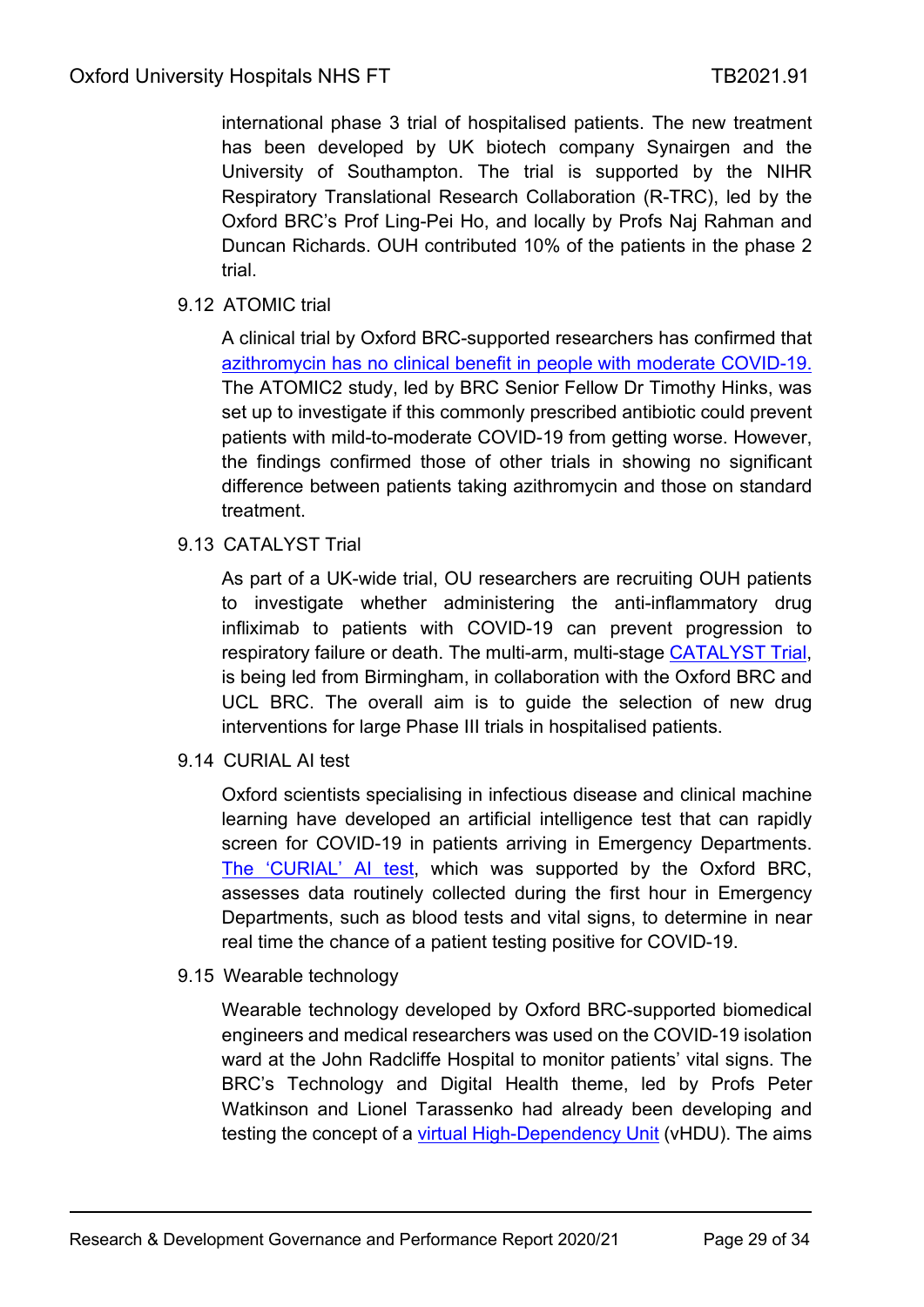international phase 3 trial of hospitalised patients. The new treatment has been developed by UK biotech company Synairgen and the University of Southampton. The trial is supported by the NIHR Respiratory Translational Research Collaboration (R-TRC), led by the Oxford BRC's Prof Ling-Pei Ho, and locally by Profs Naj Rahman and Duncan Richards. OUH contributed 10% of the patients in the phase 2 trial.

### 9.12 ATOMIC trial

A clinical trial by Oxford BRC-supported researchers has confirmed that azithromycin has no clinical benefit in people with moderate COVID-19. The ATOMIC2 study, led by BRC Senior Fellow Dr Timothy Hinks, was set up to investigate if this commonly prescribed antibiotic could prevent patients with mild-to-moderate COVID-19 from getting worse. However, the findings confirmed those of other trials in showing no significant difference between patients taking azithromycin and those on standard treatment.

### 9.13 CATALYST Trial

As part of a UK-wide trial, OU researchers are recruiting OUH patients to investigate whether administering the anti-inflammatory drug infliximab to patients with COVID-19 can prevent progression to respiratory failure or death. The multi-arm, multi-stage CATALYST Trial, is being led from Birmingham, in collaboration with the Oxford BRC and UCL BRC. The overall aim is to guide the selection of new drug interventions for large Phase III trials in hospitalised patients.

### 9.14 CURIAL AI test

Oxford scientists specialising in infectious disease and clinical machine learning have developed an artificial intelligence test that can rapidly screen for COVID-19 in patients arriving in Emergency Departments. The 'CURIAL' AI test, which was supported by the Oxford BRC, assesses data routinely collected during the first hour in Emergency Departments, such as blood tests and vital signs, to determine in near real time the chance of a patient testing positive for COVID-19.

### 9.15 Wearable technology

Wearable technology developed by Oxford BRC-supported biomedical engineers and medical researchers was used on the COVID-19 isolation ward at the John Radcliffe Hospital to monitor patients' vital signs. The BRC's Technology and Digital Health theme, led by Profs Peter Watkinson and Lionel Tarassenko had already been developing and testing the concept of a virtual High-Dependency Unit (vHDU). The aims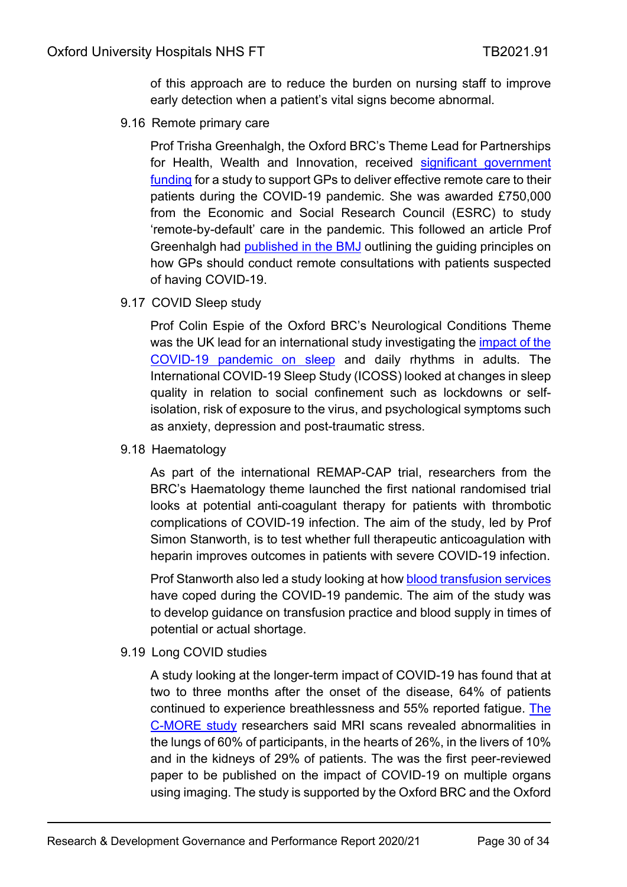of this approach are to reduce the burden on nursing staff to improve early detection when a patient's vital signs become abnormal.

9.16 Remote primary care

Prof Trisha Greenhalgh, the Oxford BRC's Theme Lead for Partnerships for Health, Wealth and Innovation, received significant government funding for a study to support GPs to deliver effective remote care to their patients during the COVID-19 pandemic. She was awarded £750,000 from the Economic and Social Research Council (ESRC) to study 'remote-by-default' care in the pandemic. This followed an article Prof Greenhalgh had published in the BMJ outlining the guiding principles on how GPs should conduct remote consultations with patients suspected of having COVID-19.

9.17 COVID Sleep study

Prof Colin Espie of the Oxford BRC's Neurological Conditions Theme was the UK lead for an international study investigating the impact of the COVID-19 pandemic on sleep and daily rhythms in adults. The International COVID-19 Sleep Study (ICOSS) looked at changes in sleep quality in relation to social confinement such as lockdowns or self-isolation, risk of exposure to the virus, and psychological symptoms such as anxiety, depression and post-traumatic stress.

9.18 Haematology

As part of the international REMAP-CAP trial, researchers from the BRC's Haematology theme launched the first national randomised trial looks at potential anti-coagulant therapy for patients with thrombotic complications of COVID-19 infection. The aim of the study, led by Prof Simon Stanworth, is to test whether full therapeutic anticoagulation with heparin improves outcomes in patients with severe COVID-19 infection.

Prof Stanworth also led a study looking at how blood transfusion services have coped during the COVID-19 pandemic. The aim of the study was to develop guidance on transfusion practice and blood supply in times of potential or actual shortage.

9.19 Long COVID studies

A study looking at the longer-term impact of COVID-19 has found that at two to three months after the onset of the disease, 64% of patients continued to experience breathlessness and 55% reported fatigue. The C-MORE study researchers said MRI scans revealed abnormalities in the lungs of 60% of participants, in the hearts of 26%, in the livers of 10% and in the kidneys of 29% of patients. The was the first peer-reviewed paper to be published on the impact of COVID-19 on multiple organs using imaging. The study is supported by the Oxford BRC and the Oxford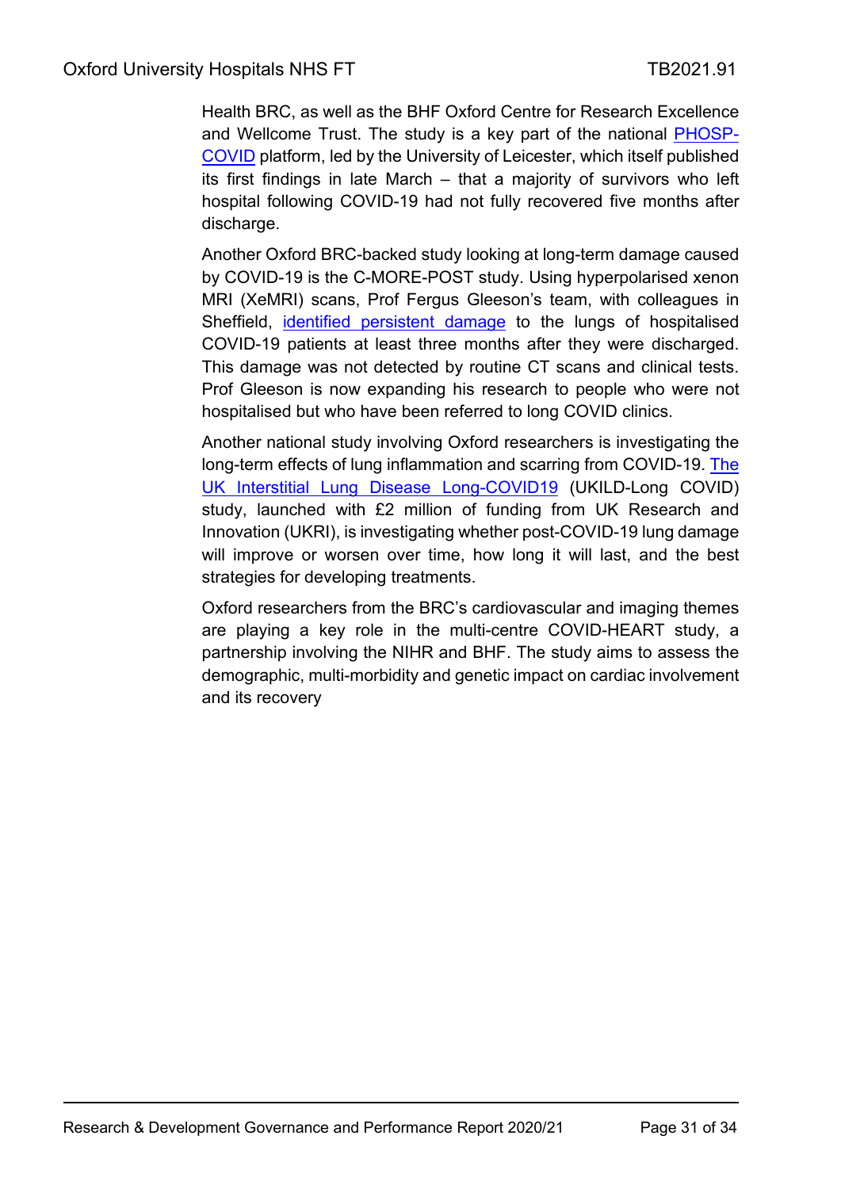Health BRC, as well as the BHF Oxford Centre for Research Excellence and Wellcome Trust. The study is a key part of the national PHOSP-COVID platform, led by the University of Leicester, which itself published its first findings in late March – that a majority of survivors who left hospital following COVID-19 had not fully recovered five months after discharge.

Another Oxford BRC-backed study looking at long-term damage caused by COVID-19 is the C-MORE-POST study. Using hyperpolarised xenon MRI (XeMRI) scans, Prof Fergus Gleeson's team, with colleagues in Sheffield, identified persistent damage to the lungs of hospitalised COVID-19 patients at least three months after they were discharged. This damage was not detected by routine CT scans and clinical tests. Prof Gleeson is now expanding his research to people who were not hospitalised but who have been referred to long COVID clinics.

Another national study involving Oxford researchers is investigating the long-term effects of lung inflammation and scarring from COVID-19. The UK Interstitial Lung Disease Long-COVID19 (UKILD-Long COVID) study, launched with £2 million of funding from UK Research and Innovation (UKRI), is investigating whether post-COVID-19 lung damage will improve or worsen over time, how long it will last, and the best strategies for developing treatments.

Oxford researchers from the BRC's cardiovascular and imaging themes are playing a key role in the multi-centre COVID-HEART study, a partnership involving the NIHR and BHF. The study aims to assess the demographic, multi-morbidity and genetic impact on cardiac involvement and its recovery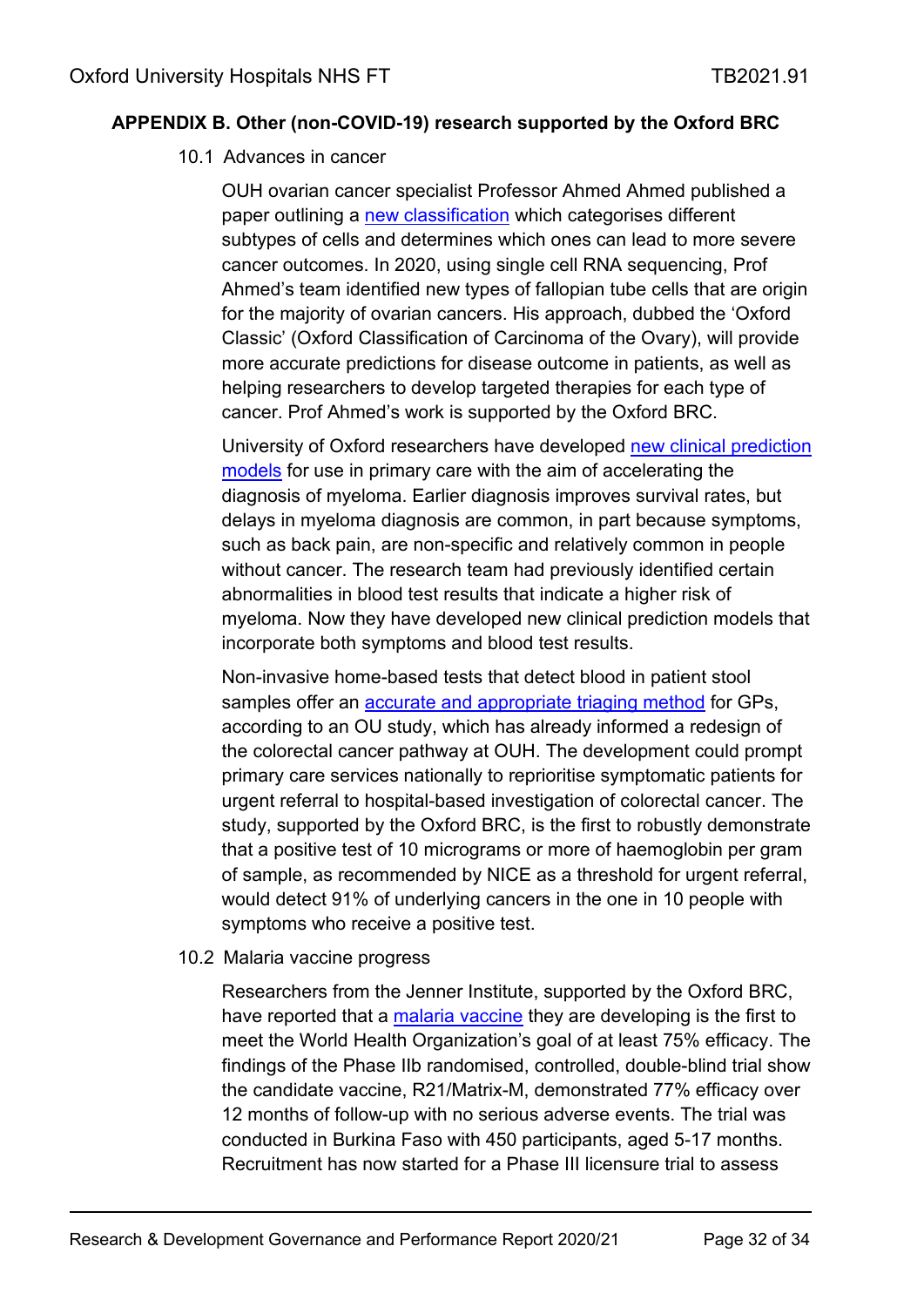## APPENDIX B. Other (non-COVID-19) research supported by the Oxford BRC

### 10.1 Advances in cancer

OUH ovarian cancer specialist Professor Ahmed Ahmed published a paper outlining a new classification which categorises different subtypes of cells and determines which ones can lead to more severe cancer outcomes. In 2020, using single cell RNA sequencing, Prof Ahmed's team identified new types of fallopian tube cells that are origin for the majority of ovarian cancers. His approach, dubbed the 'Oxford Classic' (Oxford Classification of Carcinoma of the Ovary), will provide more accurate predictions for disease outcome in patients, as well as helping researchers to develop targeted therapies for each type of cancer. Prof Ahmed's work is supported by the Oxford BRC.

University of Oxford researchers have developed new clinical prediction models for use in primary care with the aim of accelerating the diagnosis of myeloma. Earlier diagnosis improves survival rates, but delays in myeloma diagnosis are common, in part because symptoms, such as back pain, are non-specific and relatively common in people without cancer. The research team had previously identified certain abnormalities in blood test results that indicate a higher risk of myeloma. Now they have developed new clinical prediction models that incorporate both symptoms and blood test results.

Non-invasive home-based tests that detect blood in patient stool samples offer an accurate and appropriate triaging method for GPs, according to an OU study, which has already informed a redesign of the colorectal cancer pathway at OUH. The development could prompt primary care services nationally to reprioritise symptomatic patients for urgent referral to hospital-based investigation of colorectal cancer. The study, supported by the Oxford BRC, is the first to robustly demonstrate that a positive test of 10 micrograms or more of haemoglobin per gram of sample, as recommended by NICE as a threshold for urgent referral, would detect 91% of underlying cancers in the one in 10 people with symptoms who receive a positive test.

### 10.2 Malaria vaccine progress

Researchers from the Jenner Institute, supported by the Oxford BRC, have reported that a malaria vaccine they are developing is the first to meet the World Health Organization's goal of at least 75% efficacy. The findings of the Phase IIb randomised, controlled, double-blind trial show the candidate vaccine, R21/Matrix-M, demonstrated 77% efficacy over 12 months of follow-up with no serious adverse events. The trial was conducted in Burkina Faso with 450 participants, aged 5-17 months. Recruitment has now started for a Phase III licensure trial to assess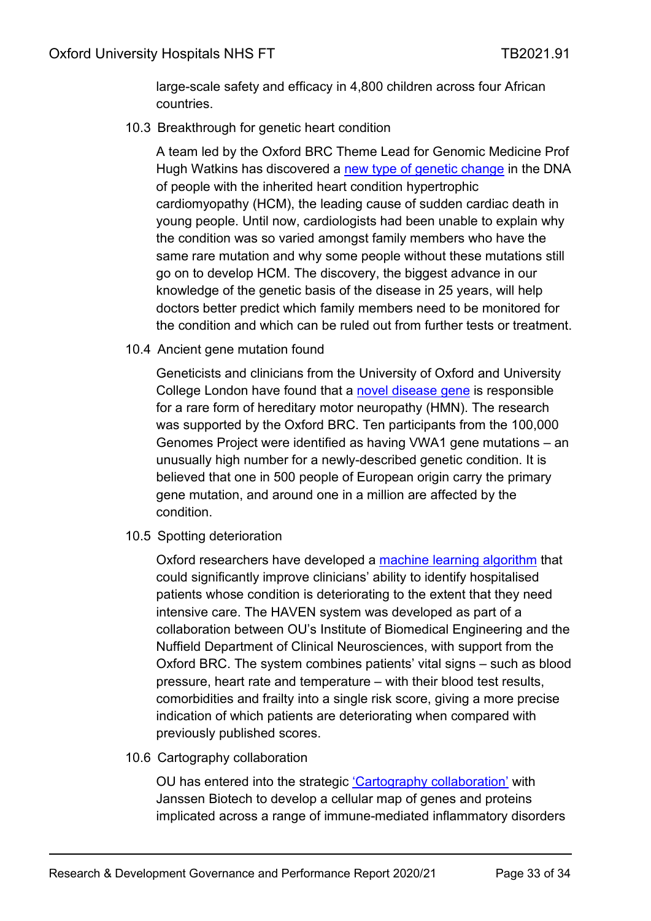large-scale safety and efficacy in 4,800 children across four African countries.

10.3 Breakthrough for genetic heart condition

A team led by the Oxford BRC Theme Lead for Genomic Medicine Prof Hugh Watkins has discovered a new type of genetic change in the DNA of people with the inherited heart condition hypertrophic cardiomyopathy (HCM), the leading cause of sudden cardiac death in young people. Until now, cardiologists had been unable to explain why the condition was so varied amongst family members who have the same rare mutation and why some people without these mutations still go on to develop HCM. The discovery, the biggest advance in our knowledge of the genetic basis of the disease in 25 years, will help doctors better predict which family members need to be monitored for the condition and which can be ruled out from further tests or treatment.

10.4 Ancient gene mutation found

Geneticists and clinicians from the University of Oxford and University College London have found that a novel disease gene is responsible for a rare form of hereditary motor neuropathy (HMN). The research was supported by the Oxford BRC. Ten participants from the 100,000 Genomes Project were identified as having VWA1 gene mutations – an unusually high number for a newly-described genetic condition. It is believed that one in 500 people of European origin carry the primary gene mutation, and around one in a million are affected by the condition.

10.5 Spotting deterioration

Oxford researchers have developed a machine learning algorithm that could significantly improve clinicians' ability to identify hospitalised patients whose condition is deteriorating to the extent that they need intensive care. The HAVEN system was developed as part of a collaboration between OU's Institute of Biomedical Engineering and the Nuffield Department of Clinical Neurosciences, with support from the Oxford BRC. The system combines patients' vital signs – such as blood pressure, heart rate and temperature – with their blood test results, comorbidities and frailty into a single risk score, giving a more precise indication of which patients are deteriorating when compared with previously published scores.

10.6 Cartography collaboration

OU has entered into the strategic 'Cartography collaboration' with Janssen Biotech to develop a cellular map of genes and proteins implicated across a range of immune-mediated inflammatory disorders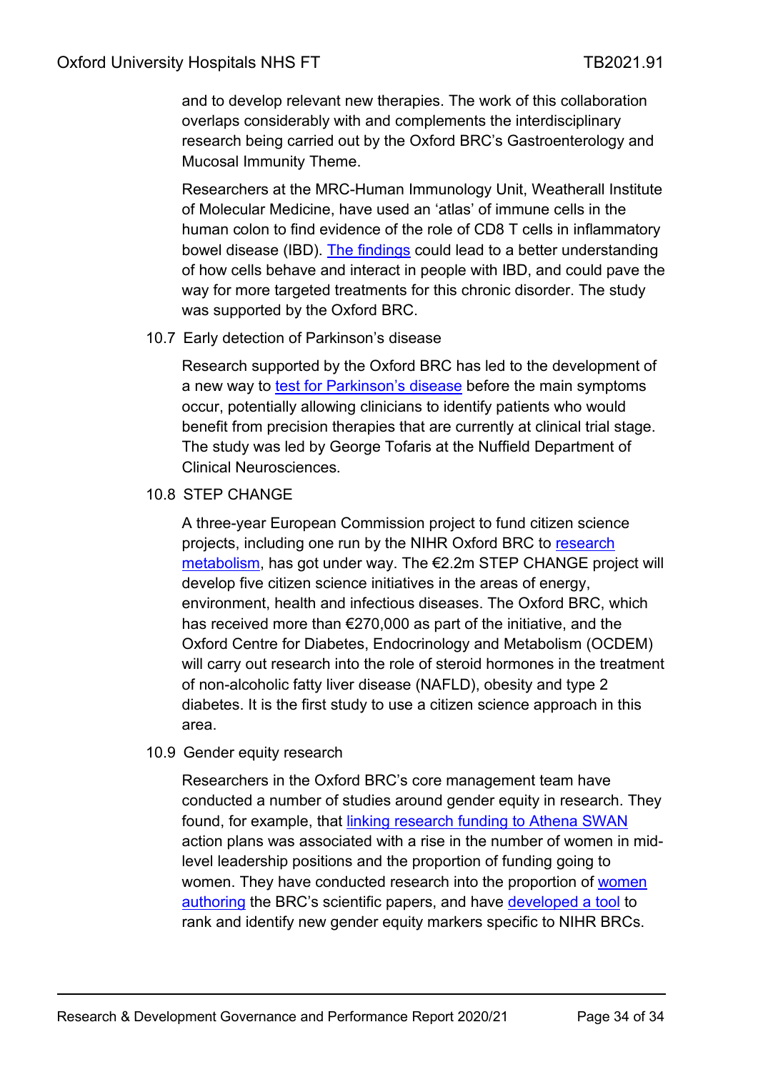and to develop relevant new therapies. The work of this collaboration overlaps considerably with and complements the interdisciplinary research being carried out by the Oxford BRC's Gastroenterology and Mucosal Immunity Theme.

Researchers at the MRC-Human Immunology Unit, Weatherall Institute of Molecular Medicine, have used an 'atlas' of immune cells in the human colon to find evidence of the role of CD8 T cells in inflammatory bowel disease (IBD). The findings could lead to a better understanding of how cells behave and interact in people with IBD, and could pave the way for more targeted treatments for this chronic disorder. The study was supported by the Oxford BRC.

### 10.7 Early detection of Parkinson's disease

Research supported by the Oxford BRC has led to the development of a new way to test for Parkinson's disease before the main symptoms occur, potentially allowing clinicians to identify patients who would benefit from precision therapies that are currently at clinical trial stage. The study was led by George Tofaris at the Nuffield Department of Clinical Neurosciences.

### 10.8 STEP CHANGE

A three-year European Commission project to fund citizen science projects, including one run by the NIHR Oxford BRC to research metabolism, has got under way. The €2.2m STEP CHANGE project will develop five citizen science initiatives in the areas of energy, environment, health and infectious diseases. The Oxford BRC, which has received more than €270,000 as part of the initiative, and the Oxford Centre for Diabetes, Endocrinology and Metabolism (OCDEM) will carry out research into the role of steroid hormones in the treatment of non-alcoholic fatty liver disease (NAFLD), obesity and type 2 diabetes. It is the first study to use a citizen science approach in this area.

### 10.9 Gender equity research

Researchers in the Oxford BRC's core management team have conducted a number of studies around gender equity in research. They found, for example, that linking research funding to Athena SWAN action plans was associated with a rise in the number of women in mid-level leadership positions and the proportion of funding going to women. They have conducted research into the proportion of women authoring the BRC's scientific papers, and have developed a tool to rank and identify new gender equity markers specific to NIHR BRCs.